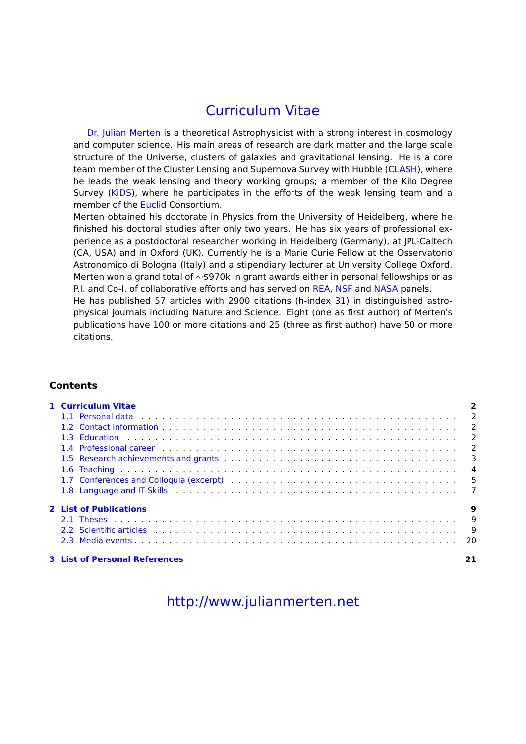# Curriculum Vitae

Dr. Julian Merten is a theoretical Astrophysicist with a strong interest in cosmology and computer science. His main areas of research are dark matter and the large scale structure of the Universe, clusters of galaxies and gravitational lensing. He is a core team member of the Cluster Lensing and Supernova Survey with Hubble (CLASH), where he leads the weak lensing and theory working groups; a member of the Kilo Degree Survey (KiDS), where he participates in the efforts of the weak lensing team and a member of the Euclid Consortium.

Merten obtained his doctorate in Physics from the University of Heidelberg, where he finished his doctoral studies after only two years. He has six years of professional experience as a postdoctoral researcher working in Heidelberg (Germany), at JPL-Caltech (CA, USA) and in Oxford (UK). Currently he is a Marie Curie Fellow at the Osservatorio Astronomico di Bologna (Italy) and a stipendiary lecturer at University College Oxford. Merten won a grand total of ∼$970k in grant awards either in personal fellowships or as P.I. and Co-I. of collaborative efforts and has served on REA, NSF and NASA panels.

He has published 57 articles with 2900 citations (h-index 31) in distinguished astrophysical journals including Nature and Science. Eight (one as first author) of Merten's publications have 100 or more citations and 25 (three as first author) have 50 or more citations.

## Contents

- **1 Curriculum Vitae** — 2
  - 1.1 Personal data — 2
  - 1.2 Contact Information — 2
  - 1.3 Education — 2
  - 1.4 Professional career — 2
  - 1.5 Research achievements and grants — 3
  - 1.6 Teaching — 4
  - 1.7 Conferences and Colloquia (excerpt) — 5
  - 1.8 Language and IT-Skills — 7
- **2 List of Publications** — 9
  - 2.1 Theses — 9
  - 2.2 Scientific articles — 9
  - 2.3 Media events — 20
- **3 List of Personal References** — 21

http://www.julianmerten.net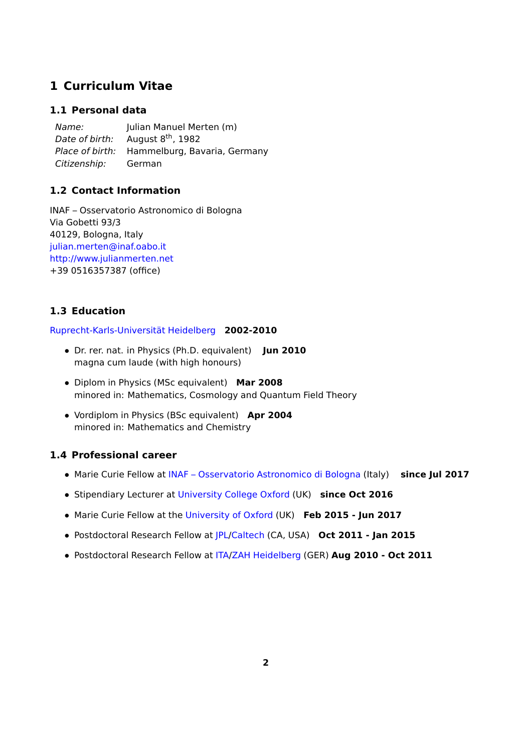# 1 Curriculum Vitae

## 1.1 Personal data

| | |
|---|---|
| *Name:* | Julian Manuel Merten (m) |
| *Date of birth:* | August 8$^{th}$, 1982 |
| *Place of birth:* | Hammelburg, Bavaria, Germany |
| *Citizenship:* | German |

## 1.2 Contact Information

INAF – Osservatorio Astronomico di Bologna
Via Gobetti 93/3
40129, Bologna, Italy
julian.merten@inaf.oabo.it
http://www.julianmerten.net
+39 0516357387 (office)

## 1.3 Education

Ruprecht-Karls-Universität Heidelberg **2002-2010**

- Dr. rer. nat. in Physics (Ph.D. equivalent) **Jun 2010**
  magna cum laude (with high honours)
- Diplom in Physics (MSc equivalent) **Mar 2008**
  minored in: Mathematics, Cosmology and Quantum Field Theory
- Vordiplom in Physics (BSc equivalent) **Apr 2004**
  minored in: Mathematics and Chemistry

## 1.4 Professional career

- Marie Curie Fellow at INAF – Osservatorio Astronomico di Bologna (Italy) **since Jul 2017**
- Stipendiary Lecturer at University College Oxford (UK) **since Oct 2016**
- Marie Curie Fellow at the University of Oxford (UK) **Feb 2015 - Jun 2017**
- Postdoctoral Research Fellow at JPL/Caltech (CA, USA) **Oct 2011 - Jan 2015**
- Postdoctoral Research Fellow at ITA/ZAH Heidelberg (GER) **Aug 2010 - Oct 2011**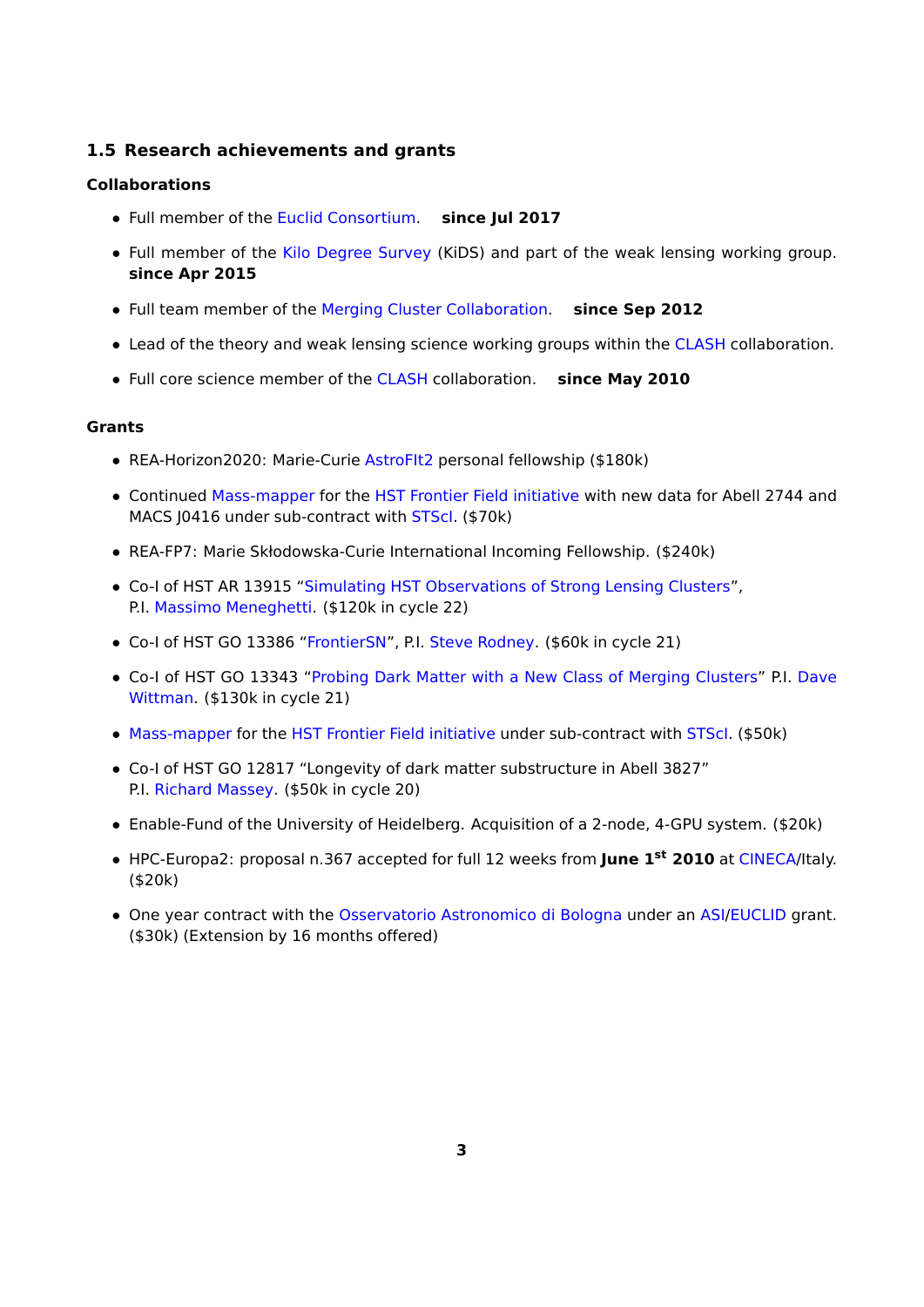## 1.5 Research achievements and grants

### Collaborations

- Full member of the Euclid Consortium. **since Jul 2017**
- Full member of the Kilo Degree Survey (KiDS) and part of the weak lensing working group. **since Apr 2015**
- Full team member of the Merging Cluster Collaboration. **since Sep 2012**
- Lead of the theory and weak lensing science working groups within the CLASH collaboration.
- Full core science member of the CLASH collaboration. **since May 2010**

### Grants

- REA-Horizon2020: Marie-Curie AstroFIt2 personal fellowship ($180k)
- Continued Mass-mapper for the HST Frontier Field initiative with new data for Abell 2744 and MACS J0416 under sub-contract with STScI. ($70k)
- REA-FP7: Marie Skłodowska-Curie International Incoming Fellowship. ($240k)
- Co-I of HST AR 13915 "Simulating HST Observations of Strong Lensing Clusters", P.I. Massimo Meneghetti. ($120k in cycle 22)
- Co-I of HST GO 13386 "FrontierSN", P.I. Steve Rodney. ($60k in cycle 21)
- Co-I of HST GO 13343 "Probing Dark Matter with a New Class of Merging Clusters" P.I. Dave Wittman. ($130k in cycle 21)
- Mass-mapper for the HST Frontier Field initiative under sub-contract with STScI. ($50k)
- Co-I of HST GO 12817 "Longevity of dark matter substructure in Abell 3827" P.I. Richard Massey. ($50k in cycle 20)
- Enable-Fund of the University of Heidelberg. Acquisition of a 2-node, 4-GPU system. ($20k)
- HPC-Europa2: proposal n.367 accepted for full 12 weeks from **June 1st 2010** at CINECA/Italy. ($20k)
- One year contract with the Osservatorio Astronomico di Bologna under an ASI/EUCLID grant. ($30k) (Extension by 16 months offered)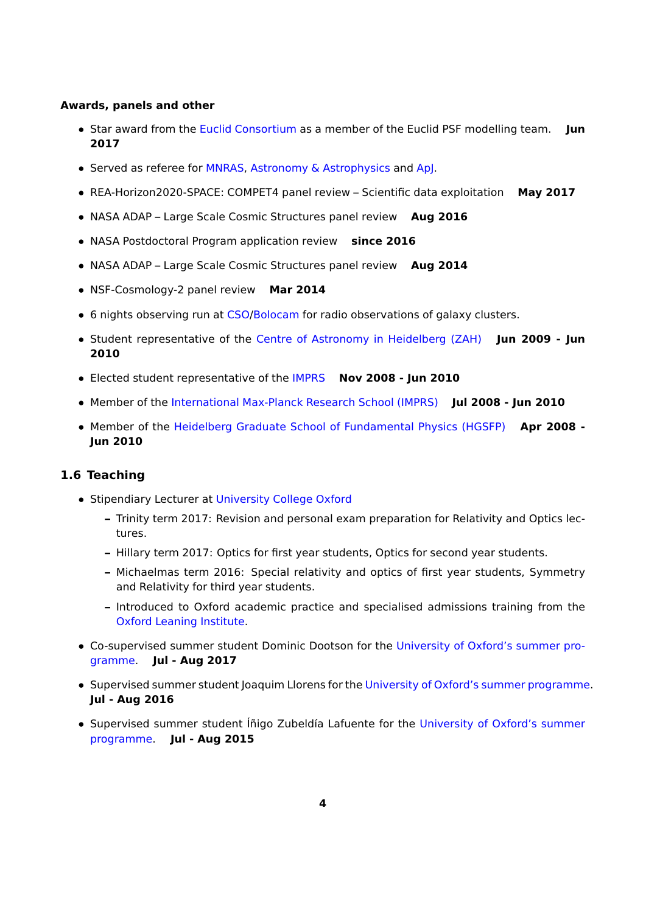**Awards, panels and other**

- Star award from the Euclid Consortium as a member of the Euclid PSF modelling team. **Jun 2017**
- Served as referee for MNRAS, Astronomy & Astrophysics and ApJ.
- REA-Horizon2020-SPACE: COMPET4 panel review – Scientific data exploitation **May 2017**
- NASA ADAP – Large Scale Cosmic Structures panel review **Aug 2016**
- NASA Postdoctoral Program application review **since 2016**
- NASA ADAP – Large Scale Cosmic Structures panel review **Aug 2014**
- NSF-Cosmology-2 panel review **Mar 2014**
- 6 nights observing run at CSO/Bolocam for radio observations of galaxy clusters.
- Student representative of the Centre of Astronomy in Heidelberg (ZAH) **Jun 2009 - Jun 2010**
- Elected student representative of the IMPRS **Nov 2008 - Jun 2010**
- Member of the International Max-Planck Research School (IMPRS) **Jul 2008 - Jun 2010**
- Member of the Heidelberg Graduate School of Fundamental Physics (HGSFP) **Apr 2008 - Jun 2010**

## 1.6 Teaching

- Stipendiary Lecturer at University College Oxford
  - Trinity term 2017: Revision and personal exam preparation for Relativity and Optics lectures.
  - Hillary term 2017: Optics for first year students, Optics for second year students.
  - Michaelmas term 2016: Special relativity and optics of first year students, Symmetry and Relativity for third year students.
  - Introduced to Oxford academic practice and specialised admissions training from the Oxford Leaning Institute.
- Co-supervised summer student Dominic Dootson for the University of Oxford's summer programme. **Jul - Aug 2017**
- Supervised summer student Joaquim Llorens for the University of Oxford's summer programme. **Jul - Aug 2016**
- Supervised summer student Íñigo Zubeldía Lafuente for the University of Oxford's summer programme. **Jul - Aug 2015**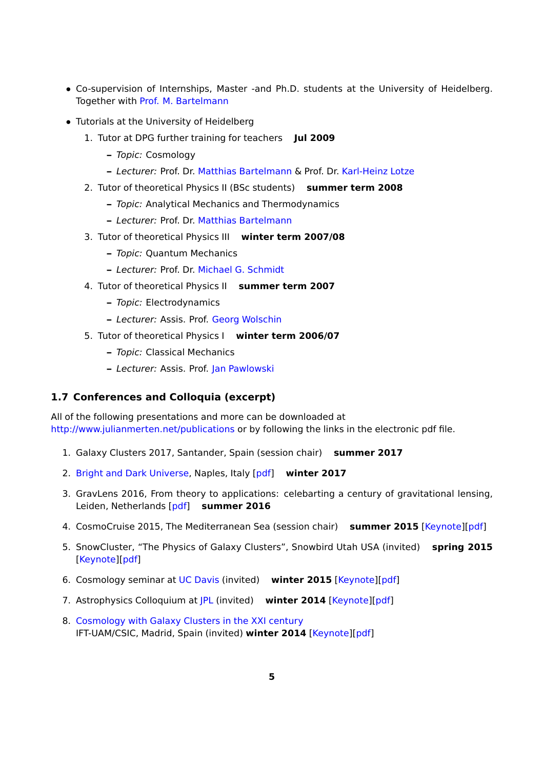- Co-supervision of Internships, Master -and Ph.D. students at the University of Heidelberg. Together with Prof. M. Bartelmann
- Tutorials at the University of Heidelberg
  1. Tutor at DPG further training for teachers **Jul 2009**
     - *Topic:* Cosmology
     - *Lecturer:* Prof. Dr. Matthias Bartelmann & Prof. Dr. Karl-Heinz Lotze
  2. Tutor of theoretical Physics II (BSc students) **summer term 2008**
     - *Topic:* Analytical Mechanics and Thermodynamics
     - *Lecturer:* Prof. Dr. Matthias Bartelmann
  3. Tutor of theoretical Physics III **winter term 2007/08**
     - *Topic:* Quantum Mechanics
     - *Lecturer:* Prof. Dr. Michael G. Schmidt
  4. Tutor of theoretical Physics II **summer term 2007**
     - *Topic:* Electrodynamics
     - *Lecturer:* Assis. Prof. Georg Wolschin
  5. Tutor of theoretical Physics I **winter term 2006/07**
     - *Topic:* Classical Mechanics
     - *Lecturer:* Assis. Prof. Jan Pawlowski

### 1.7 Conferences and Colloquia (excerpt)

All of the following presentations and more can be downloaded at http://www.julianmerten.net/publications or by following the links in the electronic pdf file.

1. Galaxy Clusters 2017, Santander, Spain (session chair) **summer 2017**
2. Bright and Dark Universe, Naples, Italy [pdf] **winter 2017**
3. GravLens 2016, From theory to applications: celebarting a century of gravitational lensing, Leiden, Netherlands [pdf] **summer 2016**
4. CosmoCruise 2015, The Mediterranean Sea (session chair) **summer 2015** [Keynote][pdf]
5. SnowCluster, "The Physics of Galaxy Clusters", Snowbird Utah USA (invited) **spring 2015** [Keynote][pdf]
6. Cosmology seminar at UC Davis (invited) **winter 2015** [Keynote][pdf]
7. Astrophysics Colloquium at JPL (invited) **winter 2014** [Keynote][pdf]
8. Cosmology with Galaxy Clusters in the XXI century
   IFT-UAM/CSIC, Madrid, Spain (invited) **winter 2014** [Keynote][pdf]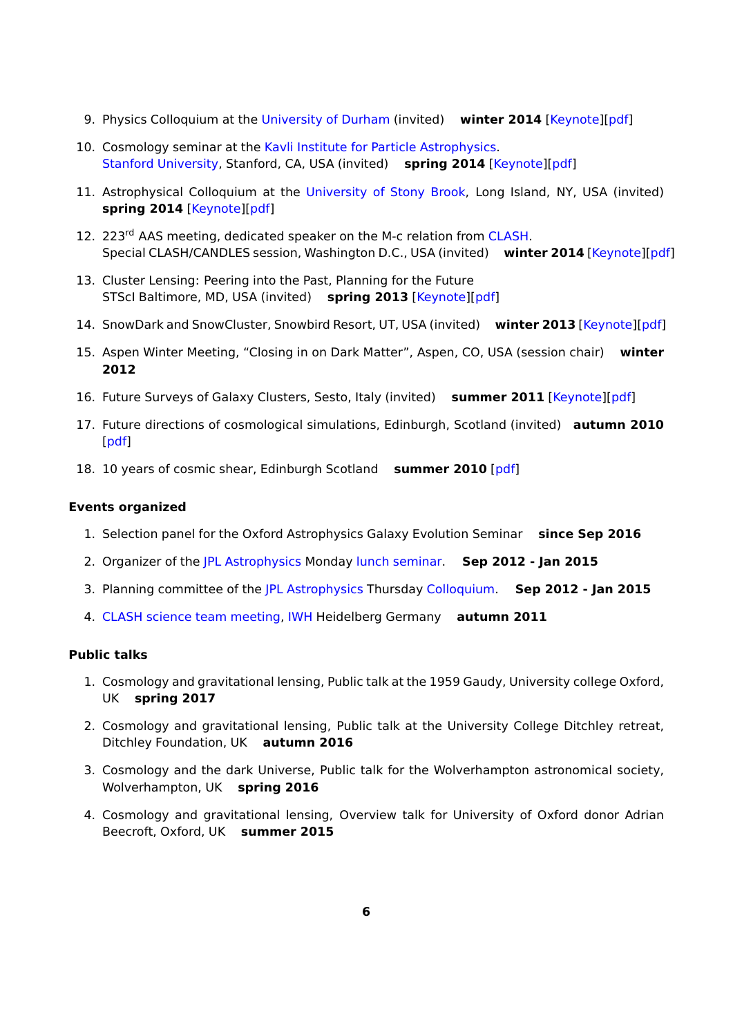9. Physics Colloquium at the University of Durham (invited) **winter 2014** [Keynote][pdf]

10. Cosmology seminar at the Kavli Institute for Particle Astrophysics. Stanford University, Stanford, CA, USA (invited) **spring 2014** [Keynote][pdf]

11. Astrophysical Colloquium at the University of Stony Brook, Long Island, NY, USA (invited) **spring 2014** [Keynote][pdf]

12. 223$^{rd}$ AAS meeting, dedicated speaker on the M-c relation from CLASH. Special CLASH/CANDLES session, Washington D.C., USA (invited) **winter 2014** [Keynote][pdf]

13. Cluster Lensing: Peering into the Past, Planning for the Future STScI Baltimore, MD, USA (invited) **spring 2013** [Keynote][pdf]

14. SnowDark and SnowCluster, Snowbird Resort, UT, USA (invited) **winter 2013** [Keynote][pdf]

15. Aspen Winter Meeting, “Closing in on Dark Matter”, Aspen, CO, USA (session chair) **winter 2012**

16. Future Surveys of Galaxy Clusters, Sesto, Italy (invited) **summer 2011** [Keynote][pdf]

17. Future directions of cosmological simulations, Edinburgh, Scotland (invited) **autumn 2010** [pdf]

18. 10 years of cosmic shear, Edinburgh Scotland **summer 2010** [pdf]

### Events organized

1. Selection panel for the Oxford Astrophysics Galaxy Evolution Seminar **since Sep 2016**

2. Organizer of the JPL Astrophysics Monday lunch seminar. **Sep 2012 - Jan 2015**

3. Planning committee of the JPL Astrophysics Thursday Colloquium. **Sep 2012 - Jan 2015**

4. CLASH science team meeting, IWH Heidelberg Germany **autumn 2011**

### Public talks

1. Cosmology and gravitational lensing, Public talk at the 1959 Gaudy, University college Oxford, UK **spring 2017**

2. Cosmology and gravitational lensing, Public talk at the University College Ditchley retreat, Ditchley Foundation, UK **autumn 2016**

3. Cosmology and the dark Universe, Public talk for the Wolverhampton astronomical society, Wolverhampton, UK **spring 2016**

4. Cosmology and gravitational lensing, Overview talk for University of Oxford donor Adrian Beecroft, Oxford, UK **summer 2015**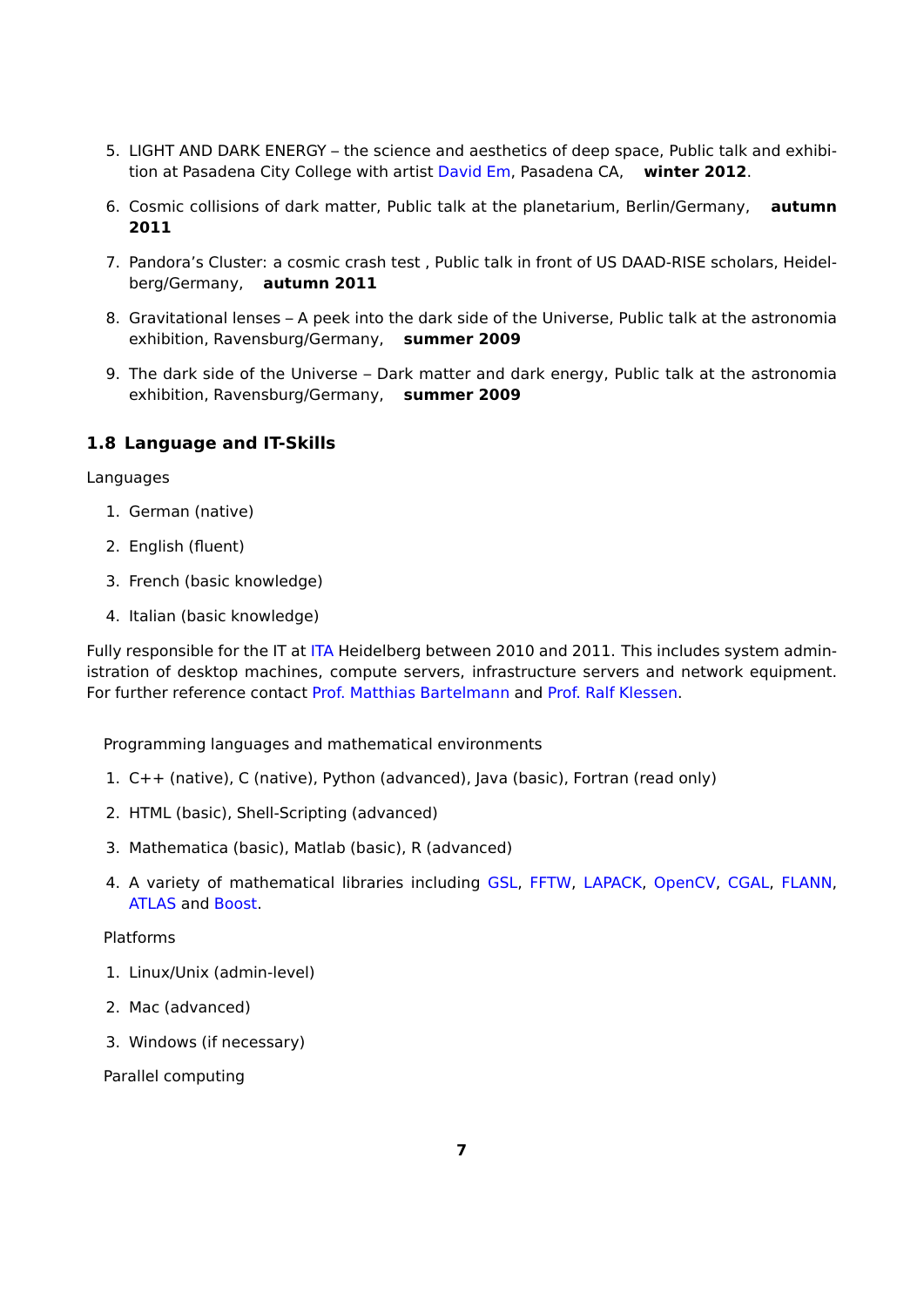5. LIGHT AND DARK ENERGY – the science and aesthetics of deep space, Public talk and exhibition at Pasadena City College with artist David Em, Pasadena CA, **winter 2012**.
6. Cosmic collisions of dark matter, Public talk at the planetarium, Berlin/Germany, **autumn 2011**
7. Pandora's Cluster: a cosmic crash test , Public talk in front of US DAAD-RISE scholars, Heidelberg/Germany, **autumn 2011**
8. Gravitational lenses – A peek into the dark side of the Universe, Public talk at the astronomia exhibition, Ravensburg/Germany, **summer 2009**
9. The dark side of the Universe – Dark matter and dark energy, Public talk at the astronomia exhibition, Ravensburg/Germany, **summer 2009**

### 1.8 Language and IT-Skills

Languages

1. German (native)
2. English (fluent)
3. French (basic knowledge)
4. Italian (basic knowledge)

Fully responsible for the IT at ITA Heidelberg between 2010 and 2011. This includes system administration of desktop machines, compute servers, infrastructure servers and network equipment. For further reference contact Prof. Matthias Bartelmann and Prof. Ralf Klessen.

Programming languages and mathematical environments

1. C++ (native), C (native), Python (advanced), Java (basic), Fortran (read only)
2. HTML (basic), Shell-Scripting (advanced)
3. Mathematica (basic), Matlab (basic), R (advanced)
4. A variety of mathematical libraries including GSL, FFTW, LAPACK, OpenCV, CGAL, FLANN, ATLAS and Boost.

Platforms

1. Linux/Unix (admin-level)
2. Mac (advanced)
3. Windows (if necessary)

Parallel computing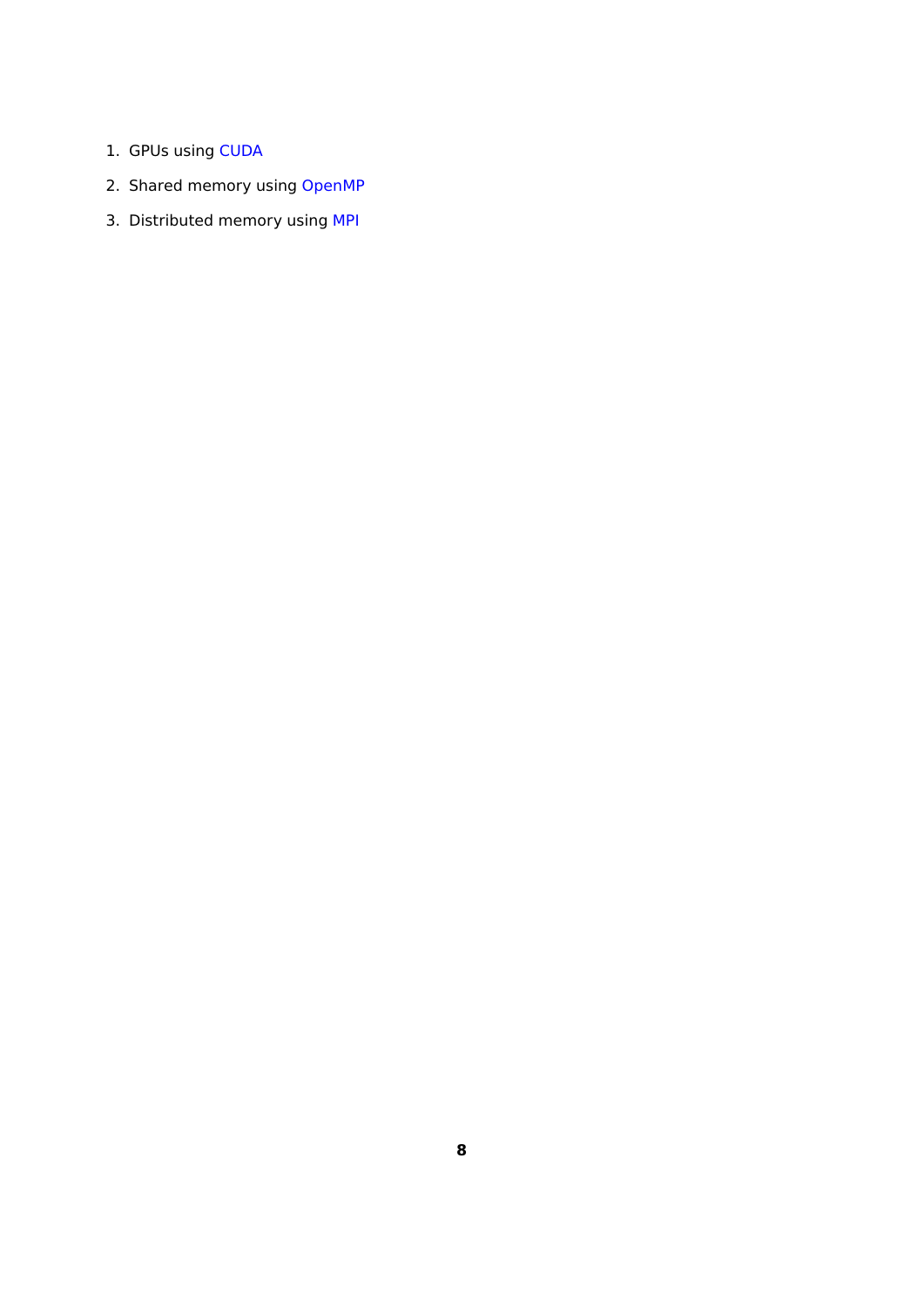1. GPUs using CUDA
2. Shared memory using OpenMP
3. Distributed memory using MPI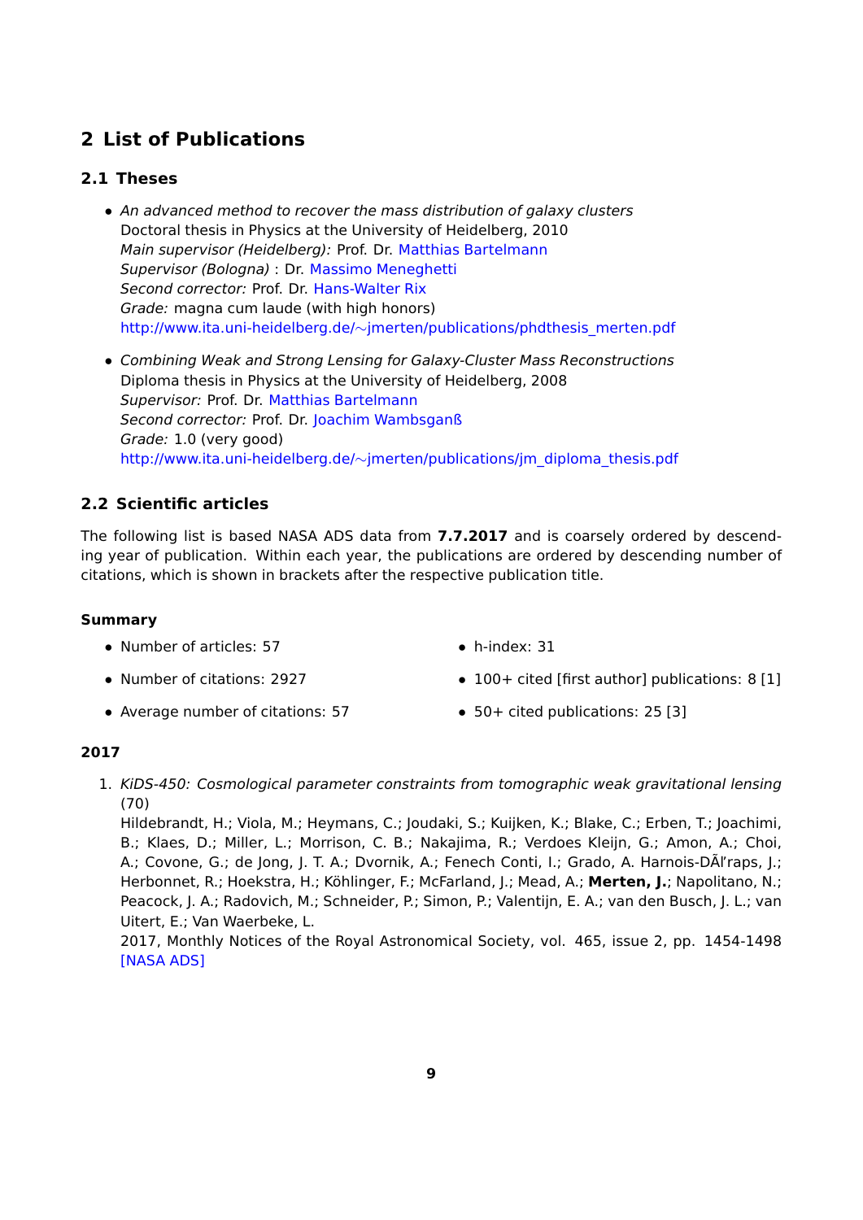# 2 List of Publications

## 2.1 Theses

- *An advanced method to recover the mass distribution of galaxy clusters*
  Doctoral thesis in Physics at the University of Heidelberg, 2010
  *Main supervisor (Heidelberg):* Prof. Dr. Matthias Bartelmann
  *Supervisor (Bologna)* : Dr. Massimo Meneghetti
  *Second corrector:* Prof. Dr. Hans-Walter Rix
  *Grade:* magna cum laude (with high honors)
  http://www.ita.uni-heidelberg.de/∼jmerten/publications/phdthesis_merten.pdf

- *Combining Weak and Strong Lensing for Galaxy-Cluster Mass Reconstructions*
  Diploma thesis in Physics at the University of Heidelberg, 2008
  *Supervisor:* Prof. Dr. Matthias Bartelmann
  *Second corrector:* Prof. Dr. Joachim Wambsganß
  *Grade:* 1.0 (very good)
  http://www.ita.uni-heidelberg.de/∼jmerten/publications/jm_diploma_thesis.pdf

## 2.2 Scientific articles

The following list is based NASA ADS data from **7.7.2017** and is coarsely ordered by descending year of publication. Within each year, the publications are ordered by descending number of citations, which is shown in brackets after the respective publication title.

#### Summary

- Number of articles: 57
- Number of citations: 2927
- Average number of citations: 57
- h-index: 31
- 100+ cited [first author] publications: 8 [1]
- 50+ cited publications: 25 [3]

#### 2017

1. *KiDS-450: Cosmological parameter constraints from tomographic weak gravitational lensing* (70)
   Hildebrandt, H.; Viola, M.; Heymans, C.; Joudaki, S.; Kuijken, K.; Blake, C.; Erben, T.; Joachimi, B.; Klaes, D.; Miller, L.; Morrison, C. B.; Nakajima, R.; Verdoes Kleijn, G.; Amon, A.; Choi, A.; Covone, G.; de Jong, J. T. A.; Dvornik, A.; Fenech Conti, I.; Grado, A. Harnois-DÃľraps, J.; Herbonnet, R.; Hoekstra, H.; Köhlinger, F.; McFarland, J.; Mead, A.; **Merten, J.**; Napolitano, N.; Peacock, J. A.; Radovich, M.; Schneider, P.; Simon, P.; Valentijn, E. A.; van den Busch, J. L.; van Uitert, E.; Van Waerbeke, L.
   2017, Monthly Notices of the Royal Astronomical Society, vol. 465, issue 2, pp. 1454-1498 [NASA ADS]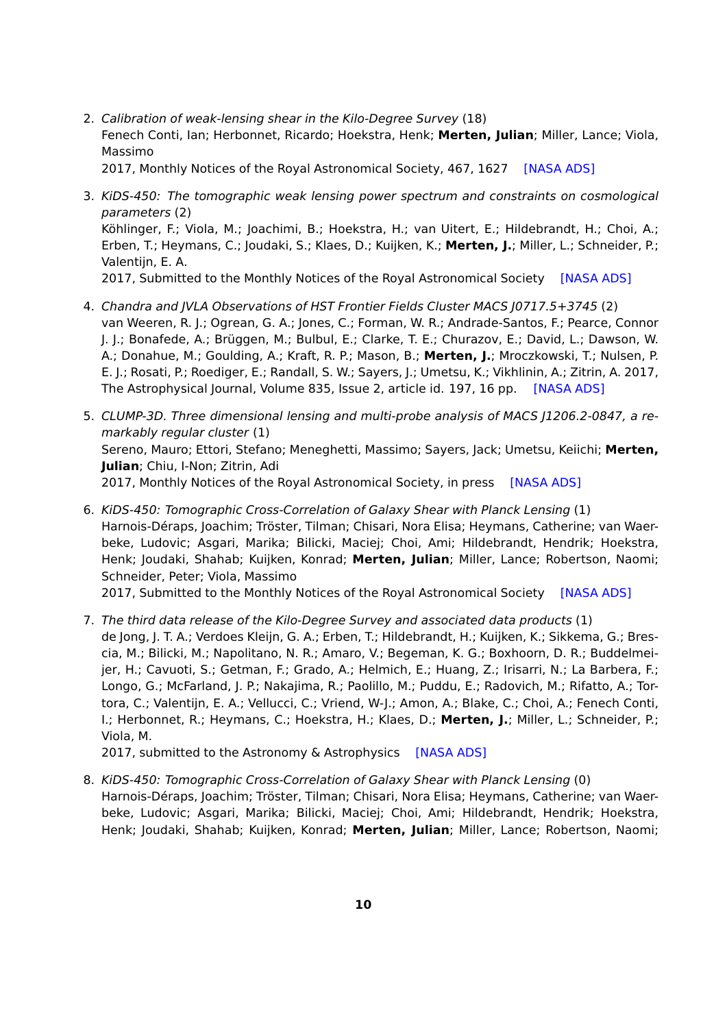2. *Calibration of weak-lensing shear in the Kilo-Degree Survey* (18)
   Fenech Conti, Ian; Herbonnet, Ricardo; Hoekstra, Henk; **Merten, Julian**; Miller, Lance; Viola, Massimo
   2017, Monthly Notices of the Royal Astronomical Society, 467, 1627 [NASA ADS]

3. *KiDS-450: The tomographic weak lensing power spectrum and constraints on cosmological parameters* (2)
   Köhlinger, F.; Viola, M.; Joachimi, B.; Hoekstra, H.; van Uitert, E.; Hildebrandt, H.; Choi, A.; Erben, T.; Heymans, C.; Joudaki, S.; Klaes, D.; Kuijken, K.; **Merten, J.**; Miller, L.; Schneider, P.; Valentijn, E. A.
   2017, Submitted to the Monthly Notices of the Royal Astronomical Society [NASA ADS]

4. *Chandra and JVLA Observations of HST Frontier Fields Cluster MACS J0717.5+3745* (2)
   van Weeren, R. J.; Ogrean, G. A.; Jones, C.; Forman, W. R.; Andrade-Santos, F.; Pearce, Connor J. J.; Bonafede, A.; Brüggen, M.; Bulbul, E.; Clarke, T. E.; Churazov, E.; David, L.; Dawson, W. A.; Donahue, M.; Goulding, A.; Kraft, R. P.; Mason, B.; **Merten, J.**; Mroczkowski, T.; Nulsen, P. E. J.; Rosati, P.; Roediger, E.; Randall, S. W.; Sayers, J.; Umetsu, K.; Vikhlinin, A.; Zitrin, A. 2017, The Astrophysical Journal, Volume 835, Issue 2, article id. 197, 16 pp. [NASA ADS]

5. *CLUMP-3D. Three dimensional lensing and multi-probe analysis of MACS J1206.2-0847, a remarkably regular cluster* (1)
   Sereno, Mauro; Ettori, Stefano; Meneghetti, Massimo; Sayers, Jack; Umetsu, Keiichi; **Merten, Julian**; Chiu, I-Non; Zitrin, Adi
   2017, Monthly Notices of the Royal Astronomical Society, in press [NASA ADS]

6. *KiDS-450: Tomographic Cross-Correlation of Galaxy Shear with Planck Lensing* (1)
   Harnois-Déraps, Joachim; Tröster, Tilman; Chisari, Nora Elisa; Heymans, Catherine; van Waerbeke, Ludovic; Asgari, Marika; Bilicki, Maciej; Choi, Ami; Hildebrandt, Hendrik; Hoekstra, Henk; Joudaki, Shahab; Kuijken, Konrad; **Merten, Julian**; Miller, Lance; Robertson, Naomi; Schneider, Peter; Viola, Massimo
   2017, Submitted to the Monthly Notices of the Royal Astronomical Society [NASA ADS]

7. *The third data release of the Kilo-Degree Survey and associated data products* (1)
   de Jong, J. T. A.; Verdoes Kleijn, G. A.; Erben, T.; Hildebrandt, H.; Kuijken, K.; Sikkema, G.; Brescia, M.; Bilicki, M.; Napolitano, N. R.; Amaro, V.; Begeman, K. G.; Boxhoorn, D. R.; Buddelmeijer, H.; Cavuoti, S.; Getman, F.; Grado, A.; Helmich, E.; Huang, Z.; Irisarri, N.; La Barbera, F.; Longo, G.; McFarland, J. P.; Nakajima, R.; Paolillo, M.; Puddu, E.; Radovich, M.; Rifatto, A.; Tortora, C.; Valentijn, E. A.; Vellucci, C.; Vriend, W-J.; Amon, A.; Blake, C.; Choi, A.; Fenech Conti, I.; Herbonnet, R.; Heymans, C.; Hoekstra, H.; Klaes, D.; **Merten, J.**; Miller, L.; Schneider, P.; Viola, M.
   2017, submitted to the Astronomy & Astrophysics [NASA ADS]

8. *KiDS-450: Tomographic Cross-Correlation of Galaxy Shear with Planck Lensing* (0)
   Harnois-Déraps, Joachim; Tröster, Tilman; Chisari, Nora Elisa; Heymans, Catherine; van Waerbeke, Ludovic; Asgari, Marika; Bilicki, Maciej; Choi, Ami; Hildebrandt, Hendrik; Hoekstra, Henk; Joudaki, Shahab; Kuijken, Konrad; **Merten, Julian**; Miller, Lance; Robertson, Naomi;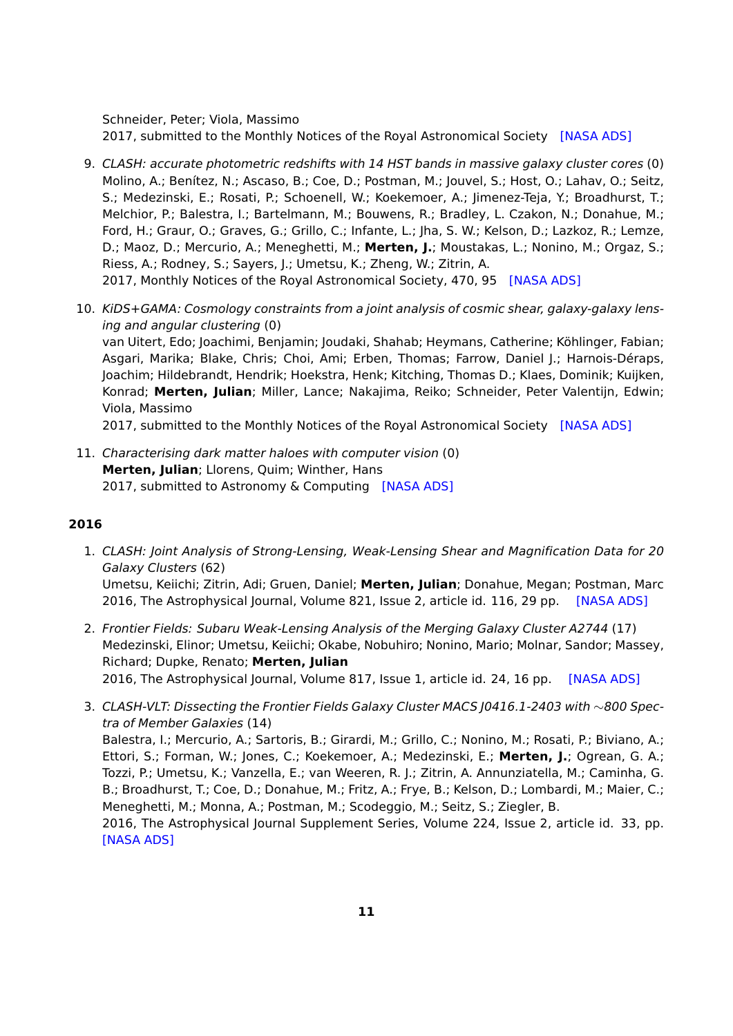Schneider, Peter; Viola, Massimo
2017, submitted to the Monthly Notices of the Royal Astronomical Society [NASA ADS]

9. *CLASH: accurate photometric redshifts with 14 HST bands in massive galaxy cluster cores* (0)
   Molino, A.; Benítez, N.; Ascaso, B.; Coe, D.; Postman, M.; Jouvel, S.; Host, O.; Lahav, O.; Seitz, S.; Medezinski, E.; Rosati, P.; Schoenell, W.; Koekemoer, A.; Jimenez-Teja, Y.; Broadhurst, T.; Melchior, P.; Balestra, I.; Bartelmann, M.; Bouwens, R.; Bradley, L. Czakon, N.; Donahue, M.; Ford, H.; Graur, O.; Graves, G.; Grillo, C.; Infante, L.; Jha, S. W.; Kelson, D.; Lazkoz, R.; Lemze, D.; Maoz, D.; Mercurio, A.; Meneghetti, M.; **Merten, J.**; Moustakas, L.; Nonino, M.; Orgaz, S.; Riess, A.; Rodney, S.; Sayers, J.; Umetsu, K.; Zheng, W.; Zitrin, A.
   2017, Monthly Notices of the Royal Astronomical Society, 470, 95 [NASA ADS]

10. *KiDS+GAMA: Cosmology constraints from a joint analysis of cosmic shear, galaxy-galaxy lensing and angular clustering* (0)
    van Uitert, Edo; Joachimi, Benjamin; Joudaki, Shahab; Heymans, Catherine; Köhlinger, Fabian; Asgari, Marika; Blake, Chris; Choi, Ami; Erben, Thomas; Farrow, Daniel J.; Harnois-Déraps, Joachim; Hildebrandt, Hendrik; Hoekstra, Henk; Kitching, Thomas D.; Klaes, Dominik; Kuijken, Konrad; **Merten, Julian**; Miller, Lance; Nakajima, Reiko; Schneider, Peter Valentijn, Edwin; Viola, Massimo
    2017, submitted to the Monthly Notices of the Royal Astronomical Society [NASA ADS]

11. *Characterising dark matter haloes with computer vision* (0)
    **Merten, Julian**; Llorens, Quim; Winther, Hans
    2017, submitted to Astronomy & Computing [NASA ADS]

### 2016

1. *CLASH: Joint Analysis of Strong-Lensing, Weak-Lensing Shear and Magnification Data for 20 Galaxy Clusters* (62)
   Umetsu, Keiichi; Zitrin, Adi; Gruen, Daniel; **Merten, Julian**; Donahue, Megan; Postman, Marc
   2016, The Astrophysical Journal, Volume 821, Issue 2, article id. 116, 29 pp. [NASA ADS]

2. *Frontier Fields: Subaru Weak-Lensing Analysis of the Merging Galaxy Cluster A2744* (17)
   Medezinski, Elinor; Umetsu, Keiichi; Okabe, Nobuhiro; Nonino, Mario; Molnar, Sandor; Massey, Richard; Dupke, Renato; **Merten, Julian**
   2016, The Astrophysical Journal, Volume 817, Issue 1, article id. 24, 16 pp. [NASA ADS]

3. *CLASH-VLT: Dissecting the Frontier Fields Galaxy Cluster MACS J0416.1-2403 with ∼800 Spectra of Member Galaxies* (14)
   Balestra, I.; Mercurio, A.; Sartoris, B.; Girardi, M.; Grillo, C.; Nonino, M.; Rosati, P.; Biviano, A.; Ettori, S.; Forman, W.; Jones, C.; Koekemoer, A.; Medezinski, E.; **Merten, J.**; Ogrean, G. A.; Tozzi, P.; Umetsu, K.; Vanzella, E.; van Weeren, R. J.; Zitrin, A. Annunziatella, M.; Caminha, G. B.; Broadhurst, T.; Coe, D.; Donahue, M.; Fritz, A.; Frye, B.; Kelson, D.; Lombardi, M.; Maier, C.; Meneghetti, M.; Monna, A.; Postman, M.; Scodeggio, M.; Seitz, S.; Ziegler, B.
   2016, The Astrophysical Journal Supplement Series, Volume 224, Issue 2, article id. 33, pp. [NASA ADS]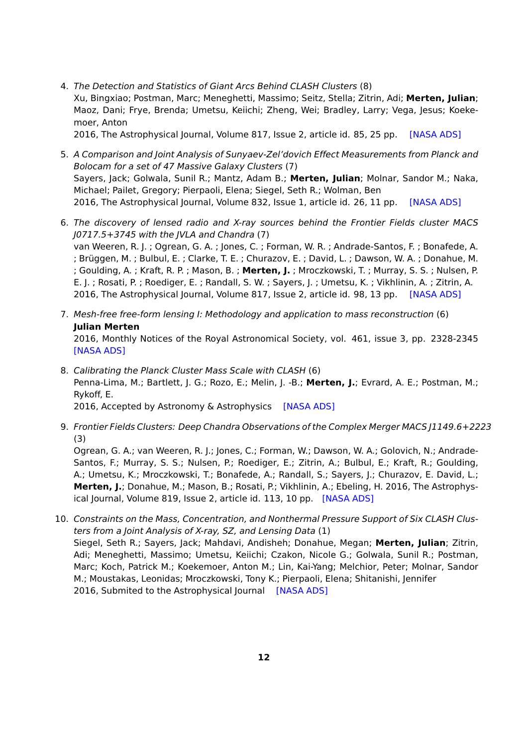4. *The Detection and Statistics of Giant Arcs Behind CLASH Clusters* (8)
   Xu, Bingxiao; Postman, Marc; Meneghetti, Massimo; Seitz, Stella; Zitrin, Adi; **Merten, Julian**; Maoz, Dani; Frye, Brenda; Umetsu, Keiichi; Zheng, Wei; Bradley, Larry; Vega, Jesus; Koekemoer, Anton
   2016, The Astrophysical Journal, Volume 817, Issue 2, article id. 85, 25 pp. [NASA ADS]

5. *A Comparison and Joint Analysis of Sunyaev-Zel'dovich Effect Measurements from Planck and Bolocam for a set of 47 Massive Galaxy Clusters* (7)
   Sayers, Jack; Golwala, Sunil R.; Mantz, Adam B.; **Merten, Julian**; Molnar, Sandor M.; Naka, Michael; Pailet, Gregory; Pierpaoli, Elena; Siegel, Seth R.; Wolman, Ben
   2016, The Astrophysical Journal, Volume 832, Issue 1, article id. 26, 11 pp. [NASA ADS]

6. *The discovery of lensed radio and X-ray sources behind the Frontier Fields cluster MACS J0717.5+3745 with the JVLA and Chandra* (7)
   van Weeren, R. J. ; Ogrean, G. A. ; Jones, C. ; Forman, W. R. ; Andrade-Santos, F. ; Bonafede, A. ; Brüggen, M. ; Bulbul, E. ; Clarke, T. E. ; Churazov, E. ; David, L. ; Dawson, W. A. ; Donahue, M. ; Goulding, A. ; Kraft, R. P. ; Mason, B. ; **Merten, J.** ; Mroczkowski, T. ; Murray, S. S. ; Nulsen, P. E. J. ; Rosati, P. ; Roediger, E. ; Randall, S. W. ; Sayers, J. ; Umetsu, K. ; Vikhlinin, A. ; Zitrin, A.
   2016, The Astrophysical Journal, Volume 817, Issue 2, article id. 98, 13 pp. [NASA ADS]

7. *Mesh-free free-form lensing I: Methodology and application to mass reconstruction* (6)
   **Julian Merten**
   2016, Monthly Notices of the Royal Astronomical Society, vol. 461, issue 3, pp. 2328-2345 [NASA ADS]

8. *Calibrating the Planck Cluster Mass Scale with CLASH* (6)
   Penna-Lima, M.; Bartlett, J. G.; Rozo, E.; Melin, J. -B.; **Merten, J.**; Evrard, A. E.; Postman, M.; Rykoff, E.
   2016, Accepted by Astronomy & Astrophysics [NASA ADS]

9. *Frontier Fields Clusters: Deep Chandra Observations of the Complex Merger MACS J1149.6+2223* (3)
   Ogrean, G. A.; van Weeren, R. J.; Jones, C.; Forman, W.; Dawson, W. A.; Golovich, N.; Andrade-Santos, F.; Murray, S. S.; Nulsen, P.; Roediger, E.; Zitrin, A.; Bulbul, E.; Kraft, R.; Goulding, A.; Umetsu, K.; Mroczkowski, T.; Bonafede, A.; Randall, S.; Sayers, J.; Churazov, E. David, L.; **Merten, J.**; Donahue, M.; Mason, B.; Rosati, P.; Vikhlinin, A.; Ebeling, H. 2016, The Astrophysical Journal, Volume 819, Issue 2, article id. 113, 10 pp. [NASA ADS]

10. *Constraints on the Mass, Concentration, and Nonthermal Pressure Support of Six CLASH Clusters from a Joint Analysis of X-ray, SZ, and Lensing Data* (1)
    Siegel, Seth R.; Sayers, Jack; Mahdavi, Andisheh; Donahue, Megan; **Merten, Julian**; Zitrin, Adi; Meneghetti, Massimo; Umetsu, Keiichi; Czakon, Nicole G.; Golwala, Sunil R.; Postman, Marc; Koch, Patrick M.; Koekemoer, Anton M.; Lin, Kai-Yang; Melchior, Peter; Molnar, Sandor M.; Moustakas, Leonidas; Mroczkowski, Tony K.; Pierpaoli, Elena; Shitanishi, Jennifer
    2016, Submited to the Astrophysical Journal [NASA ADS]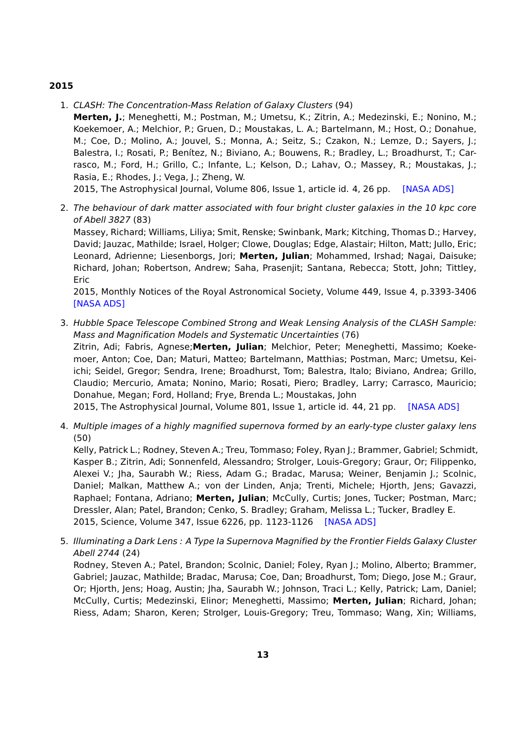**2015**

1. *CLASH: The Concentration-Mass Relation of Galaxy Clusters* (94)
   **Merten, J.**; Meneghetti, M.; Postman, M.; Umetsu, K.; Zitrin, A.; Medezinski, E.; Nonino, M.; Koekemoer, A.; Melchior, P.; Gruen, D.; Moustakas, L. A.; Bartelmann, M.; Host, O.; Donahue, M.; Coe, D.; Molino, A.; Jouvel, S.; Monna, A.; Seitz, S.; Czakon, N.; Lemze, D.; Sayers, J.; Balestra, I.; Rosati, P.; Benítez, N.; Biviano, A.; Bouwens, R.; Bradley, L.; Broadhurst, T.; Carrasco, M.; Ford, H.; Grillo, C.; Infante, L.; Kelson, D.; Lahav, O.; Massey, R.; Moustakas, J.; Rasia, E.; Rhodes, J.; Vega, J.; Zheng, W.
   2015, The Astrophysical Journal, Volume 806, Issue 1, article id. 4, 26 pp. [NASA ADS]

2. *The behaviour of dark matter associated with four bright cluster galaxies in the 10 kpc core of Abell 3827* (83)
   Massey, Richard; Williams, Liliya; Smit, Renske; Swinbank, Mark; Kitching, Thomas D.; Harvey, David; Jauzac, Mathilde; Israel, Holger; Clowe, Douglas; Edge, Alastair; Hilton, Matt; Jullo, Eric; Leonard, Adrienne; Liesenborgs, Jori; **Merten, Julian**; Mohammed, Irshad; Nagai, Daisuke; Richard, Johan; Robertson, Andrew; Saha, Prasenjit; Santana, Rebecca; Stott, John; Tittley, Eric
   2015, Monthly Notices of the Royal Astronomical Society, Volume 449, Issue 4, p.3393-3406 [NASA ADS]

3. *Hubble Space Telescope Combined Strong and Weak Lensing Analysis of the CLASH Sample: Mass and Magnification Models and Systematic Uncertainties* (76)
   Zitrin, Adi; Fabris, Agnese;**Merten, Julian**; Melchior, Peter; Meneghetti, Massimo; Koekemoer, Anton; Coe, Dan; Maturi, Matteo; Bartelmann, Matthias; Postman, Marc; Umetsu, Keiichi; Seidel, Gregor; Sendra, Irene; Broadhurst, Tom; Balestra, Italo; Biviano, Andrea; Grillo, Claudio; Mercurio, Amata; Nonino, Mario; Rosati, Piero; Bradley, Larry; Carrasco, Mauricio; Donahue, Megan; Ford, Holland; Frye, Brenda L.; Moustakas, John
   2015, The Astrophysical Journal, Volume 801, Issue 1, article id. 44, 21 pp. [NASA ADS]

4. *Multiple images of a highly magnified supernova formed by an early-type cluster galaxy lens* (50)
   Kelly, Patrick L.; Rodney, Steven A.; Treu, Tommaso; Foley, Ryan J.; Brammer, Gabriel; Schmidt, Kasper B.; Zitrin, Adi; Sonnenfeld, Alessandro; Strolger, Louis-Gregory; Graur, Or; Filippenko, Alexei V.; Jha, Saurabh W.; Riess, Adam G.; Bradac, Marusa; Weiner, Benjamin J.; Scolnic, Daniel; Malkan, Matthew A.; von der Linden, Anja; Trenti, Michele; Hjorth, Jens; Gavazzi, Raphael; Fontana, Adriano; **Merten, Julian**; McCully, Curtis; Jones, Tucker; Postman, Marc; Dressler, Alan; Patel, Brandon; Cenko, S. Bradley; Graham, Melissa L.; Tucker, Bradley E.
   2015, Science, Volume 347, Issue 6226, pp. 1123-1126 [NASA ADS]

5. *Illuminating a Dark Lens : A Type Ia Supernova Magnified by the Frontier Fields Galaxy Cluster Abell 2744* (24)
   Rodney, Steven A.; Patel, Brandon; Scolnic, Daniel; Foley, Ryan J.; Molino, Alberto; Brammer, Gabriel; Jauzac, Mathilde; Bradac, Marusa; Coe, Dan; Broadhurst, Tom; Diego, Jose M.; Graur, Or; Hjorth, Jens; Hoag, Austin; Jha, Saurabh W.; Johnson, Traci L.; Kelly, Patrick; Lam, Daniel; McCully, Curtis; Medezinski, Elinor; Meneghetti, Massimo; **Merten, Julian**; Richard, Johan; Riess, Adam; Sharon, Keren; Strolger, Louis-Gregory; Treu, Tommaso; Wang, Xin; Williams,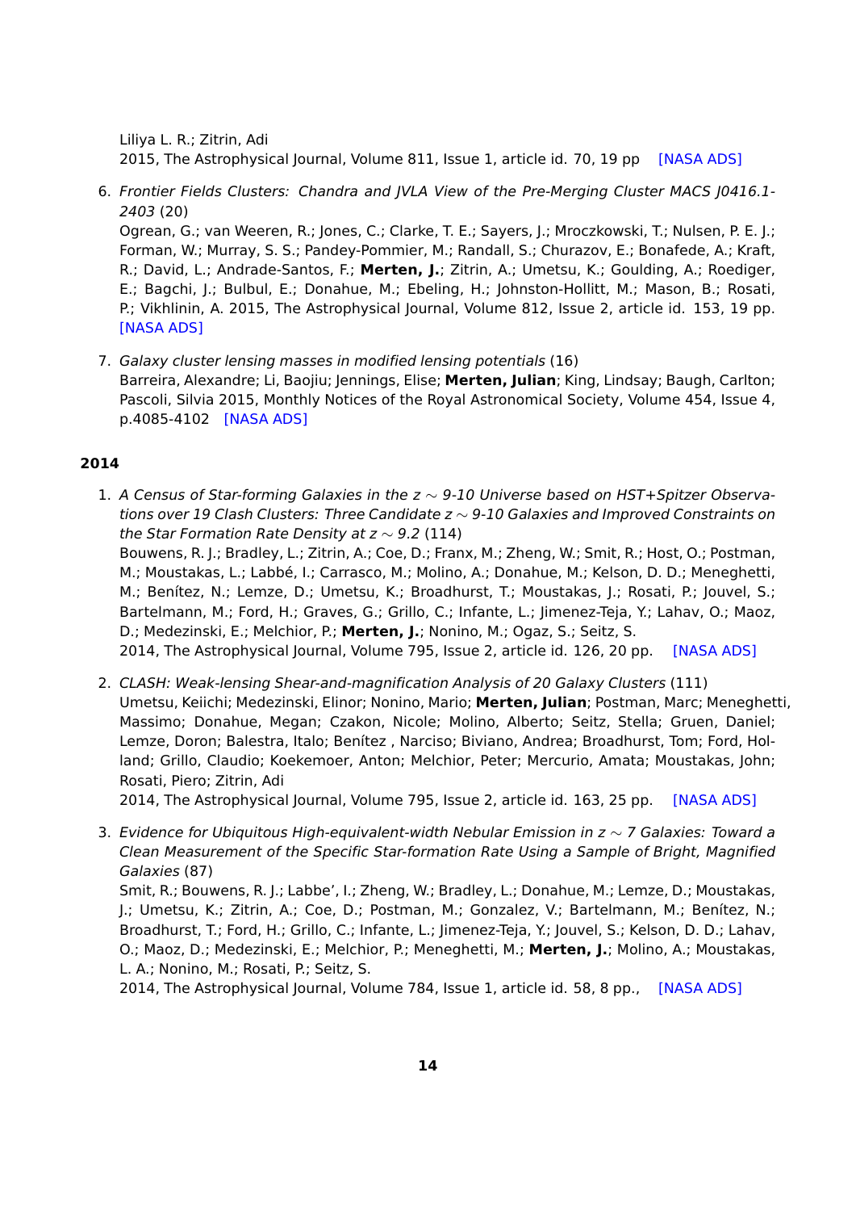Liliya L. R.; Zitrin, Adi
2015, The Astrophysical Journal, Volume 811, Issue 1, article id. 70, 19 pp [NASA ADS]

6. *Frontier Fields Clusters: Chandra and JVLA View of the Pre-Merging Cluster MACS J0416.1-2403* (20)
   Ogrean, G.; van Weeren, R.; Jones, C.; Clarke, T. E.; Sayers, J.; Mroczkowski, T.; Nulsen, P. E. J.; Forman, W.; Murray, S. S.; Pandey-Pommier, M.; Randall, S.; Churazov, E.; Bonafede, A.; Kraft, R.; David, L.; Andrade-Santos, F.; **Merten, J.**; Zitrin, A.; Umetsu, K.; Goulding, A.; Roediger, E.; Bagchi, J.; Bulbul, E.; Donahue, M.; Ebeling, H.; Johnston-Hollitt, M.; Mason, B.; Rosati, P.; Vikhlinin, A. 2015, The Astrophysical Journal, Volume 812, Issue 2, article id. 153, 19 pp. [NASA ADS]

7. *Galaxy cluster lensing masses in modified lensing potentials* (16)
   Barreira, Alexandre; Li, Baojiu; Jennings, Elise; **Merten, Julian**; King, Lindsay; Baugh, Carlton; Pascoli, Silvia 2015, Monthly Notices of the Royal Astronomical Society, Volume 454, Issue 4, p.4085-4102 [NASA ADS]

**2014**

1. *A Census of Star-forming Galaxies in the z $\sim$ 9-10 Universe based on HST+Spitzer Observations over 19 Clash Clusters: Three Candidate z $\sim$ 9-10 Galaxies and Improved Constraints on the Star Formation Rate Density at z $\sim$ 9.2* (114)
   Bouwens, R. J.; Bradley, L.; Zitrin, A.; Coe, D.; Franx, M.; Zheng, W.; Smit, R.; Host, O.; Postman, M.; Moustakas, L.; Labbé, I.; Carrasco, M.; Molino, A.; Donahue, M.; Kelson, D. D.; Meneghetti, M.; Benítez, N.; Lemze, D.; Umetsu, K.; Broadhurst, T.; Moustakas, J.; Rosati, P.; Jouvel, S.; Bartelmann, M.; Ford, H.; Graves, G.; Grillo, C.; Infante, L.; Jimenez-Teja, Y.; Lahav, O.; Maoz, D.; Medezinski, E.; Melchior, P.; **Merten, J.**; Nonino, M.; Ogaz, S.; Seitz, S.
   2014, The Astrophysical Journal, Volume 795, Issue 2, article id. 126, 20 pp. [NASA ADS]

2. *CLASH: Weak-lensing Shear-and-magnification Analysis of 20 Galaxy Clusters* (111)
   Umetsu, Keiichi; Medezinski, Elinor; Nonino, Mario; **Merten, Julian**; Postman, Marc; Meneghetti, Massimo; Donahue, Megan; Czakon, Nicole; Molino, Alberto; Seitz, Stella; Gruen, Daniel; Lemze, Doron; Balestra, Italo; Benítez , Narciso; Biviano, Andrea; Broadhurst, Tom; Ford, Holland; Grillo, Claudio; Koekemoer, Anton; Melchior, Peter; Mercurio, Amata; Moustakas, John; Rosati, Piero; Zitrin, Adi
   2014, The Astrophysical Journal, Volume 795, Issue 2, article id. 163, 25 pp. [NASA ADS]

3. *Evidence for Ubiquitous High-equivalent-width Nebular Emission in z $\sim$ 7 Galaxies: Toward a Clean Measurement of the Specific Star-formation Rate Using a Sample of Bright, Magnified Galaxies* (87)
   Smit, R.; Bouwens, R. J.; Labbe', I.; Zheng, W.; Bradley, L.; Donahue, M.; Lemze, D.; Moustakas, J.; Umetsu, K.; Zitrin, A.; Coe, D.; Postman, M.; Gonzalez, V.; Bartelmann, M.; Benítez, N.; Broadhurst, T.; Ford, H.; Grillo, C.; Infante, L.; Jimenez-Teja, Y.; Jouvel, S.; Kelson, D. D.; Lahav, O.; Maoz, D.; Medezinski, E.; Melchior, P.; Meneghetti, M.; **Merten, J.**; Molino, A.; Moustakas, L. A.; Nonino, M.; Rosati, P.; Seitz, S.
   2014, The Astrophysical Journal, Volume 784, Issue 1, article id. 58, 8 pp., [NASA ADS]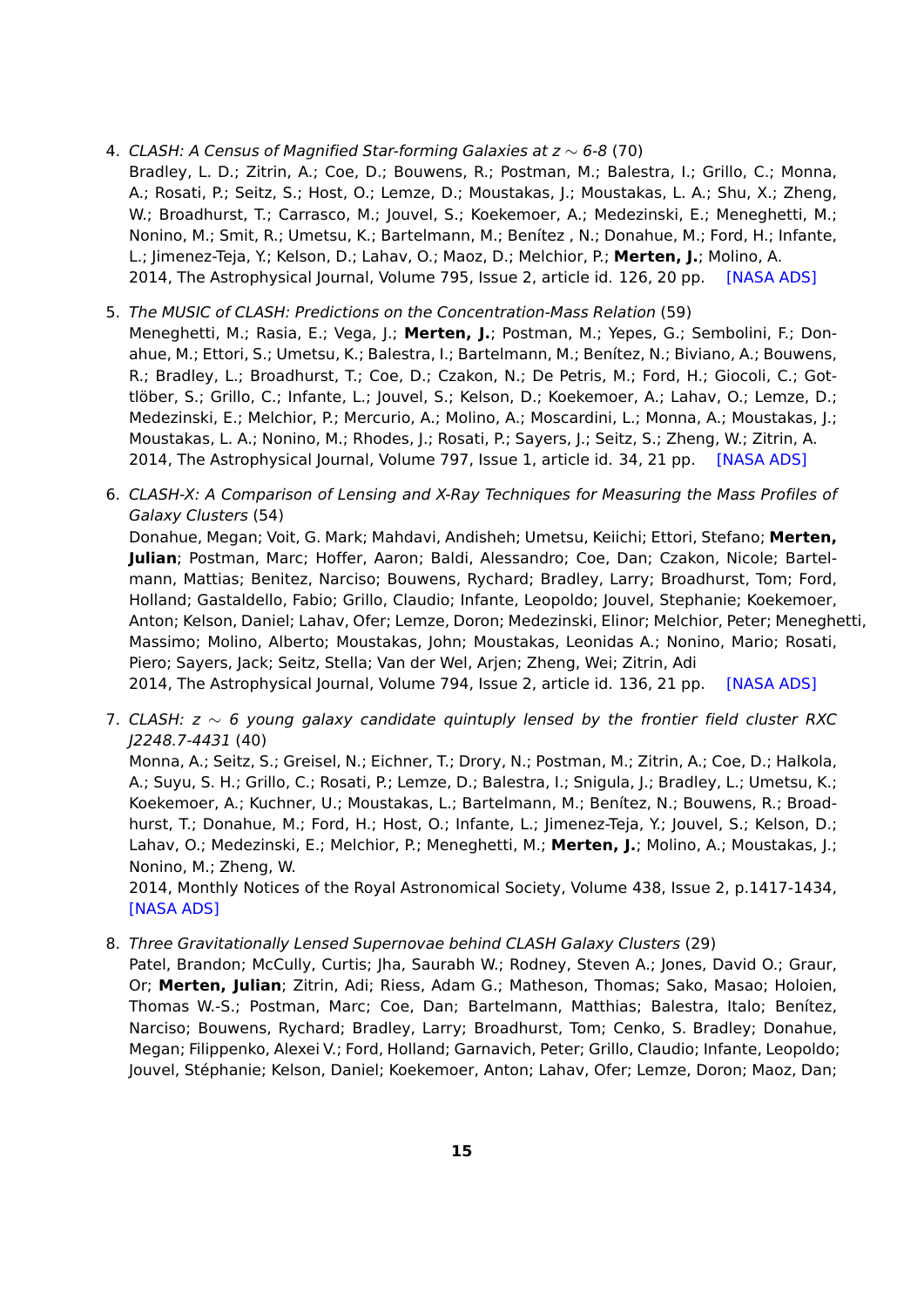4. *CLASH: A Census of Magnified Star-forming Galaxies at $z \sim$ 6-8* (70)
   Bradley, L. D.; Zitrin, A.; Coe, D.; Bouwens, R.; Postman, M.; Balestra, I.; Grillo, C.; Monna, A.; Rosati, P.; Seitz, S.; Host, O.; Lemze, D.; Moustakas, J.; Moustakas, L. A.; Shu, X.; Zheng, W.; Broadhurst, T.; Carrasco, M.; Jouvel, S.; Koekemoer, A.; Medezinski, E.; Meneghetti, M.; Nonino, M.; Smit, R.; Umetsu, K.; Bartelmann, M.; Benítez , N.; Donahue, M.; Ford, H.; Infante, L.; Jimenez-Teja, Y.; Kelson, D.; Lahav, O.; Maoz, D.; Melchior, P.; **Merten, J.**; Molino, A.
   2014, The Astrophysical Journal, Volume 795, Issue 2, article id. 126, 20 pp. [NASA ADS]

5. *The MUSIC of CLASH: Predictions on the Concentration-Mass Relation* (59)
   Meneghetti, M.; Rasia, E.; Vega, J.; **Merten, J.**; Postman, M.; Yepes, G.; Sembolini, F.; Donahue, M.; Ettori, S.; Umetsu, K.; Balestra, I.; Bartelmann, M.; Benítez, N.; Biviano, A.; Bouwens, R.; Bradley, L.; Broadhurst, T.; Coe, D.; Czakon, N.; De Petris, M.; Ford, H.; Giocoli, C.; Gottlöber, S.; Grillo, C.; Infante, L.; Jouvel, S.; Kelson, D.; Koekemoer, A.; Lahav, O.; Lemze, D.; Medezinski, E.; Melchior, P.; Mercurio, A.; Molino, A.; Moscardini, L.; Monna, A.; Moustakas, J.; Moustakas, L. A.; Nonino, M.; Rhodes, J.; Rosati, P.; Sayers, J.; Seitz, S.; Zheng, W.; Zitrin, A.
   2014, The Astrophysical Journal, Volume 797, Issue 1, article id. 34, 21 pp. [NASA ADS]

6. *CLASH-X: A Comparison of Lensing and X-Ray Techniques for Measuring the Mass Profiles of Galaxy Clusters* (54)
   Donahue, Megan; Voit, G. Mark; Mahdavi, Andisheh; Umetsu, Keiichi; Ettori, Stefano; **Merten, Julian**; Postman, Marc; Hoffer, Aaron; Baldi, Alessandro; Coe, Dan; Czakon, Nicole; Bartelmann, Mattias; Benitez, Narciso; Bouwens, Rychard; Bradley, Larry; Broadhurst, Tom; Ford, Holland; Gastaldello, Fabio; Grillo, Claudio; Infante, Leopoldo; Jouvel, Stephanie; Koekemoer, Anton; Kelson, Daniel; Lahav, Ofer; Lemze, Doron; Medezinski, Elinor; Melchior, Peter; Meneghetti, Massimo; Molino, Alberto; Moustakas, John; Moustakas, Leonidas A.; Nonino, Mario; Rosati, Piero; Sayers, Jack; Seitz, Stella; Van der Wel, Arjen; Zheng, Wei; Zitrin, Adi
   2014, The Astrophysical Journal, Volume 794, Issue 2, article id. 136, 21 pp. [NASA ADS]

7. *CLASH: $z \sim 6$ young galaxy candidate quintuply lensed by the frontier field cluster RXC J2248.7-4431* (40)
   Monna, A.; Seitz, S.; Greisel, N.; Eichner, T.; Drory, N.; Postman, M.; Zitrin, A.; Coe, D.; Halkola, A.; Suyu, S. H.; Grillo, C.; Rosati, P.; Lemze, D.; Balestra, I.; Snigula, J.; Bradley, L.; Umetsu, K.; Koekemoer, A.; Kuchner, U.; Moustakas, L.; Bartelmann, M.; Benítez, N.; Bouwens, R.; Broadhurst, T.; Donahue, M.; Ford, H.; Host, O.; Infante, L.; Jimenez-Teja, Y.; Jouvel, S.; Kelson, D.; Lahav, O.; Medezinski, E.; Melchior, P.; Meneghetti, M.; **Merten, J.**; Molino, A.; Moustakas, J.; Nonino, M.; Zheng, W.
   2014, Monthly Notices of the Royal Astronomical Society, Volume 438, Issue 2, p.1417-1434, [NASA ADS]

8. *Three Gravitationally Lensed Supernovae behind CLASH Galaxy Clusters* (29)
   Patel, Brandon; McCully, Curtis; Jha, Saurabh W.; Rodney, Steven A.; Jones, David O.; Graur, Or; **Merten, Julian**; Zitrin, Adi; Riess, Adam G.; Matheson, Thomas; Sako, Masao; Holoien, Thomas W.-S.; Postman, Marc; Coe, Dan; Bartelmann, Matthias; Balestra, Italo; Benítez, Narciso; Bouwens, Rychard; Bradley, Larry; Broadhurst, Tom; Cenko, S. Bradley; Donahue, Megan; Filippenko, Alexei V.; Ford, Holland; Garnavich, Peter; Grillo, Claudio; Infante, Leopoldo; Jouvel, Stéphanie; Kelson, Daniel; Koekemoer, Anton; Lahav, Ofer; Lemze, Doron; Maoz, Dan;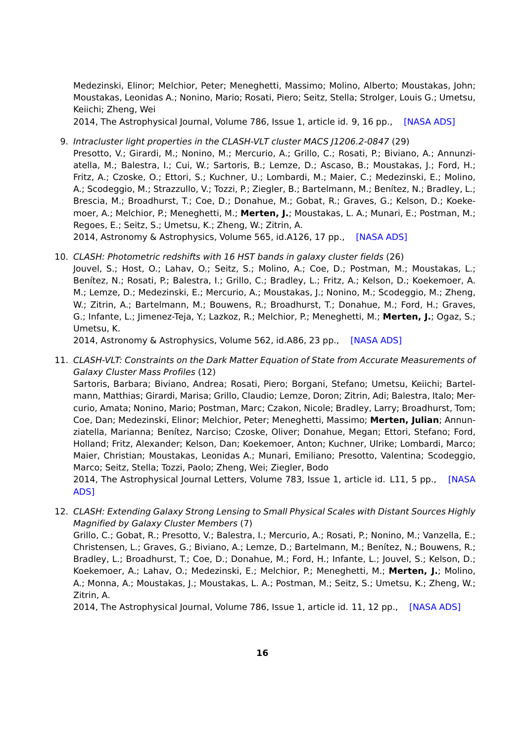Medezinski, Elinor; Melchior, Peter; Meneghetti, Massimo; Molino, Alberto; Moustakas, John; Moustakas, Leonidas A.; Nonino, Mario; Rosati, Piero; Seitz, Stella; Strolger, Louis G.; Umetsu, Keiichi; Zheng, Wei
2014, The Astrophysical Journal, Volume 786, Issue 1, article id. 9, 16 pp., [NASA ADS]

9. *Intracluster light properties in the CLASH-VLT cluster MACS J1206.2-0847* (29)
Presotto, V.; Girardi, M.; Nonino, M.; Mercurio, A.; Grillo, C.; Rosati, P.; Biviano, A.; Annunziatella, M.; Balestra, I.; Cui, W.; Sartoris, B.; Lemze, D.; Ascaso, B.; Moustakas, J.; Ford, H.; Fritz, A.; Czoske, O.; Ettori, S.; Kuchner, U.; Lombardi, M.; Maier, C.; Medezinski, E.; Molino, A.; Scodeggio, M.; Strazzullo, V.; Tozzi, P.; Ziegler, B.; Bartelmann, M.; Benítez, N.; Bradley, L.; Brescia, M.; Broadhurst, T.; Coe, D.; Donahue, M.; Gobat, R.; Graves, G.; Kelson, D.; Koekemoer, A.; Melchior, P.; Meneghetti, M.; **Merten, J.**; Moustakas, L. A.; Munari, E.; Postman, M.; Regoes, E.; Seitz, S.; Umetsu, K.; Zheng, W.; Zitrin, A.
2014, Astronomy & Astrophysics, Volume 565, id.A126, 17 pp., [NASA ADS]

10. *CLASH: Photometric redshifts with 16 HST bands in galaxy cluster fields* (26)
Jouvel, S.; Host, O.; Lahav, O.; Seitz, S.; Molino, A.; Coe, D.; Postman, M.; Moustakas, L.; Benítez, N.; Rosati, P.; Balestra, I.; Grillo, C.; Bradley, L.; Fritz, A.; Kelson, D.; Koekemoer, A. M.; Lemze, D.; Medezinski, E.; Mercurio, A.; Moustakas, J.; Nonino, M.; Scodeggio, M.; Zheng, W.; Zitrin, A.; Bartelmann, M.; Bouwens, R.; Broadhurst, T.; Donahue, M.; Ford, H.; Graves, G.; Infante, L.; Jimenez-Teja, Y.; Lazkoz, R.; Melchior, P.; Meneghetti, M.; **Merten, J.**; Ogaz, S.; Umetsu, K.
2014, Astronomy & Astrophysics, Volume 562, id.A86, 23 pp., [NASA ADS]

11. *CLASH-VLT: Constraints on the Dark Matter Equation of State from Accurate Measurements of Galaxy Cluster Mass Profiles* (12)
Sartoris, Barbara; Biviano, Andrea; Rosati, Piero; Borgani, Stefano; Umetsu, Keiichi; Bartelmann, Matthias; Girardi, Marisa; Grillo, Claudio; Lemze, Doron; Zitrin, Adi; Balestra, Italo; Mercurio, Amata; Nonino, Mario; Postman, Marc; Czakon, Nicole; Bradley, Larry; Broadhurst, Tom; Coe, Dan; Medezinski, Elinor; Melchior, Peter; Meneghetti, Massimo; **Merten, Julian**; Annunziatella, Marianna; Benítez, Narciso; Czoske, Oliver; Donahue, Megan; Ettori, Stefano; Ford, Holland; Fritz, Alexander; Kelson, Dan; Koekemoer, Anton; Kuchner, Ulrike; Lombardi, Marco; Maier, Christian; Moustakas, Leonidas A.; Munari, Emiliano; Presotto, Valentina; Scodeggio, Marco; Seitz, Stella; Tozzi, Paolo; Zheng, Wei; Ziegler, Bodo
2014, The Astrophysical Journal Letters, Volume 783, Issue 1, article id. L11, 5 pp., [NASA ADS]

12. *CLASH: Extending Galaxy Strong Lensing to Small Physical Scales with Distant Sources Highly Magnified by Galaxy Cluster Members* (7)
Grillo, C.; Gobat, R.; Presotto, V.; Balestra, I.; Mercurio, A.; Rosati, P.; Nonino, M.; Vanzella, E.; Christensen, L.; Graves, G.; Biviano, A.; Lemze, D.; Bartelmann, M.; Benítez, N.; Bouwens, R.; Bradley, L.; Broadhurst, T.; Coe, D.; Donahue, M.; Ford, H.; Infante, L.; Jouvel, S.; Kelson, D.; Koekemoer, A.; Lahav, O.; Medezinski, E.; Melchior, P.; Meneghetti, M.; **Merten, J.**; Molino, A.; Monna, A.; Moustakas, J.; Moustakas, L. A.; Postman, M.; Seitz, S.; Umetsu, K.; Zheng, W.; Zitrin, A.
2014, The Astrophysical Journal, Volume 786, Issue 1, article id. 11, 12 pp., [NASA ADS]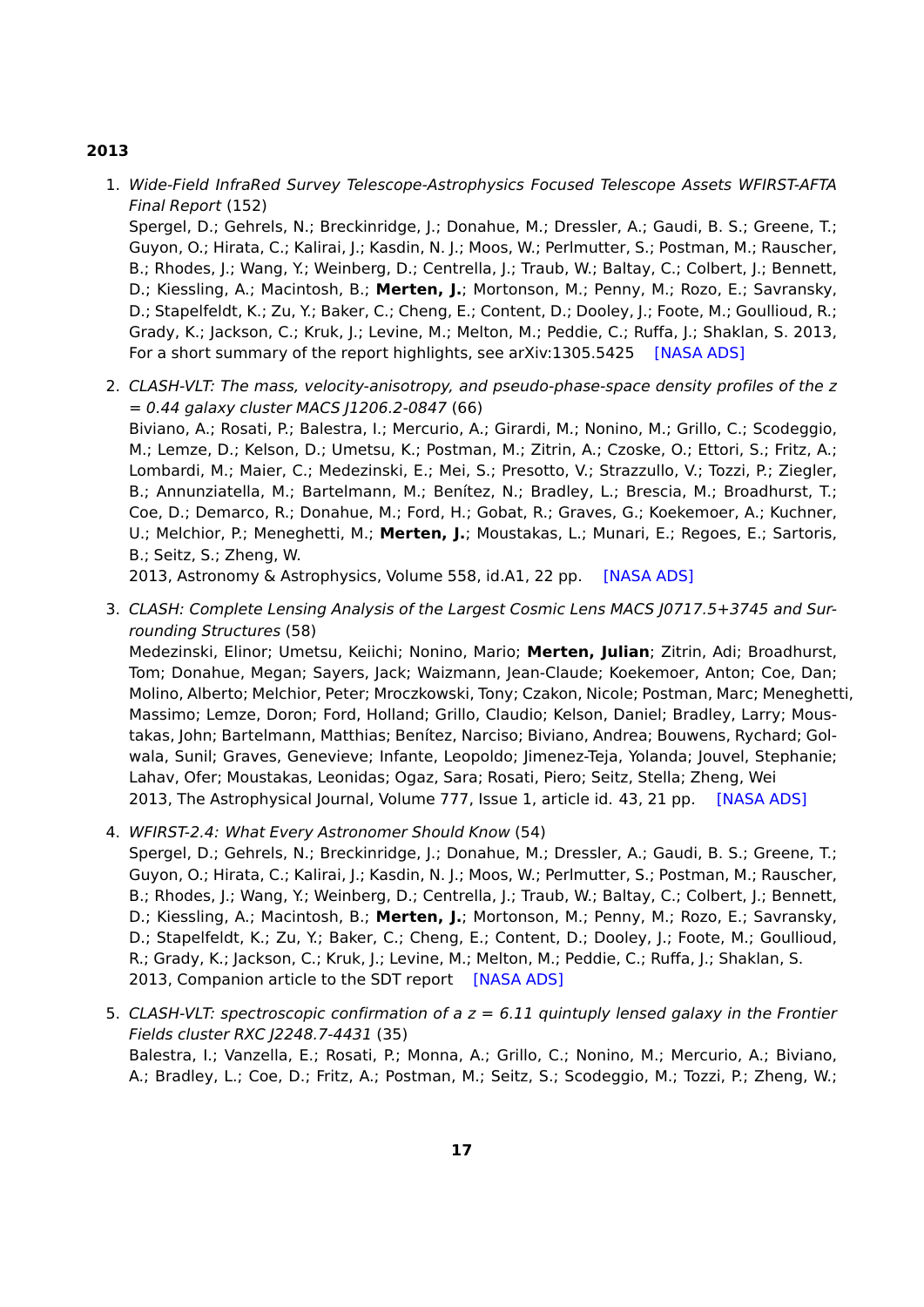**2013**

1. *Wide-Field InfraRed Survey Telescope-Astrophysics Focused Telescope Assets WFIRST-AFTA Final Report* (152)
   Spergel, D.; Gehrels, N.; Breckinridge, J.; Donahue, M.; Dressler, A.; Gaudi, B. S.; Greene, T.; Guyon, O.; Hirata, C.; Kalirai, J.; Kasdin, N. J.; Moos, W.; Perlmutter, S.; Postman, M.; Rauscher, B.; Rhodes, J.; Wang, Y.; Weinberg, D.; Centrella, J.; Traub, W.; Baltay, C.; Colbert, J.; Bennett, D.; Kiessling, A.; Macintosh, B.; **Merten, J.**; Mortonson, M.; Penny, M.; Rozo, E.; Savransky, D.; Stapelfeldt, K.; Zu, Y.; Baker, C.; Cheng, E.; Content, D.; Dooley, J.; Foote, M.; Goullioud, R.; Grady, K.; Jackson, C.; Kruk, J.; Levine, M.; Melton, M.; Peddie, C.; Ruffa, J.; Shaklan, S. 2013, For a short summary of the report highlights, see arXiv:1305.5425 [NASA ADS]

2. *CLASH-VLT: The mass, velocity-anisotropy, and pseudo-phase-space density profiles of the z = 0.44 galaxy cluster MACS J1206.2-0847* (66)
   Biviano, A.; Rosati, P.; Balestra, I.; Mercurio, A.; Girardi, M.; Nonino, M.; Grillo, C.; Scodeggio, M.; Lemze, D.; Kelson, D.; Umetsu, K.; Postman, M.; Zitrin, A.; Czoske, O.; Ettori, S.; Fritz, A.; Lombardi, M.; Maier, C.; Medezinski, E.; Mei, S.; Presotto, V.; Strazzullo, V.; Tozzi, P.; Ziegler, B.; Annunziatella, M.; Bartelmann, M.; Benítez, N.; Bradley, L.; Brescia, M.; Broadhurst, T.; Coe, D.; Demarco, R.; Donahue, M.; Ford, H.; Gobat, R.; Graves, G.; Koekemoer, A.; Kuchner, U.; Melchior, P.; Meneghetti, M.; **Merten, J.**; Moustakas, L.; Munari, E.; Regoes, E.; Sartoris, B.; Seitz, S.; Zheng, W.
   2013, Astronomy & Astrophysics, Volume 558, id.A1, 22 pp. [NASA ADS]

3. *CLASH: Complete Lensing Analysis of the Largest Cosmic Lens MACS J0717.5+3745 and Surrounding Structures* (58)
   Medezinski, Elinor; Umetsu, Keiichi; Nonino, Mario; **Merten, Julian**; Zitrin, Adi; Broadhurst, Tom; Donahue, Megan; Sayers, Jack; Waizmann, Jean-Claude; Koekemoer, Anton; Coe, Dan; Molino, Alberto; Melchior, Peter; Mroczkowski, Tony; Czakon, Nicole; Postman, Marc; Meneghetti, Massimo; Lemze, Doron; Ford, Holland; Grillo, Claudio; Kelson, Daniel; Bradley, Larry; Moustakas, John; Bartelmann, Matthias; Benítez, Narciso; Biviano, Andrea; Bouwens, Rychard; Golwala, Sunil; Graves, Genevieve; Infante, Leopoldo; Jimenez-Teja, Yolanda; Jouvel, Stephanie; Lahav, Ofer; Moustakas, Leonidas; Ogaz, Sara; Rosati, Piero; Seitz, Stella; Zheng, Wei
   2013, The Astrophysical Journal, Volume 777, Issue 1, article id. 43, 21 pp. [NASA ADS]

4. *WFIRST-2.4: What Every Astronomer Should Know* (54)
   Spergel, D.; Gehrels, N.; Breckinridge, J.; Donahue, M.; Dressler, A.; Gaudi, B. S.; Greene, T.; Guyon, O.; Hirata, C.; Kalirai, J.; Kasdin, N. J.; Moos, W.; Perlmutter, S.; Postman, M.; Rauscher, B.; Rhodes, J.; Wang, Y.; Weinberg, D.; Centrella, J.; Traub, W.; Baltay, C.; Colbert, J.; Bennett, D.; Kiessling, A.; Macintosh, B.; **Merten, J.**; Mortonson, M.; Penny, M.; Rozo, E.; Savransky, D.; Stapelfeldt, K.; Zu, Y.; Baker, C.; Cheng, E.; Content, D.; Dooley, J.; Foote, M.; Goullioud, R.; Grady, K.; Jackson, C.; Kruk, J.; Levine, M.; Melton, M.; Peddie, C.; Ruffa, J.; Shaklan, S.
   2013, Companion article to the SDT report [NASA ADS]

5. *CLASH-VLT: spectroscopic confirmation of a z = 6.11 quintuply lensed galaxy in the Frontier Fields cluster RXC J2248.7-4431* (35)
   Balestra, I.; Vanzella, E.; Rosati, P.; Monna, A.; Grillo, C.; Nonino, M.; Mercurio, A.; Biviano, A.; Bradley, L.; Coe, D.; Fritz, A.; Postman, M.; Seitz, S.; Scodeggio, M.; Tozzi, P.; Zheng, W.;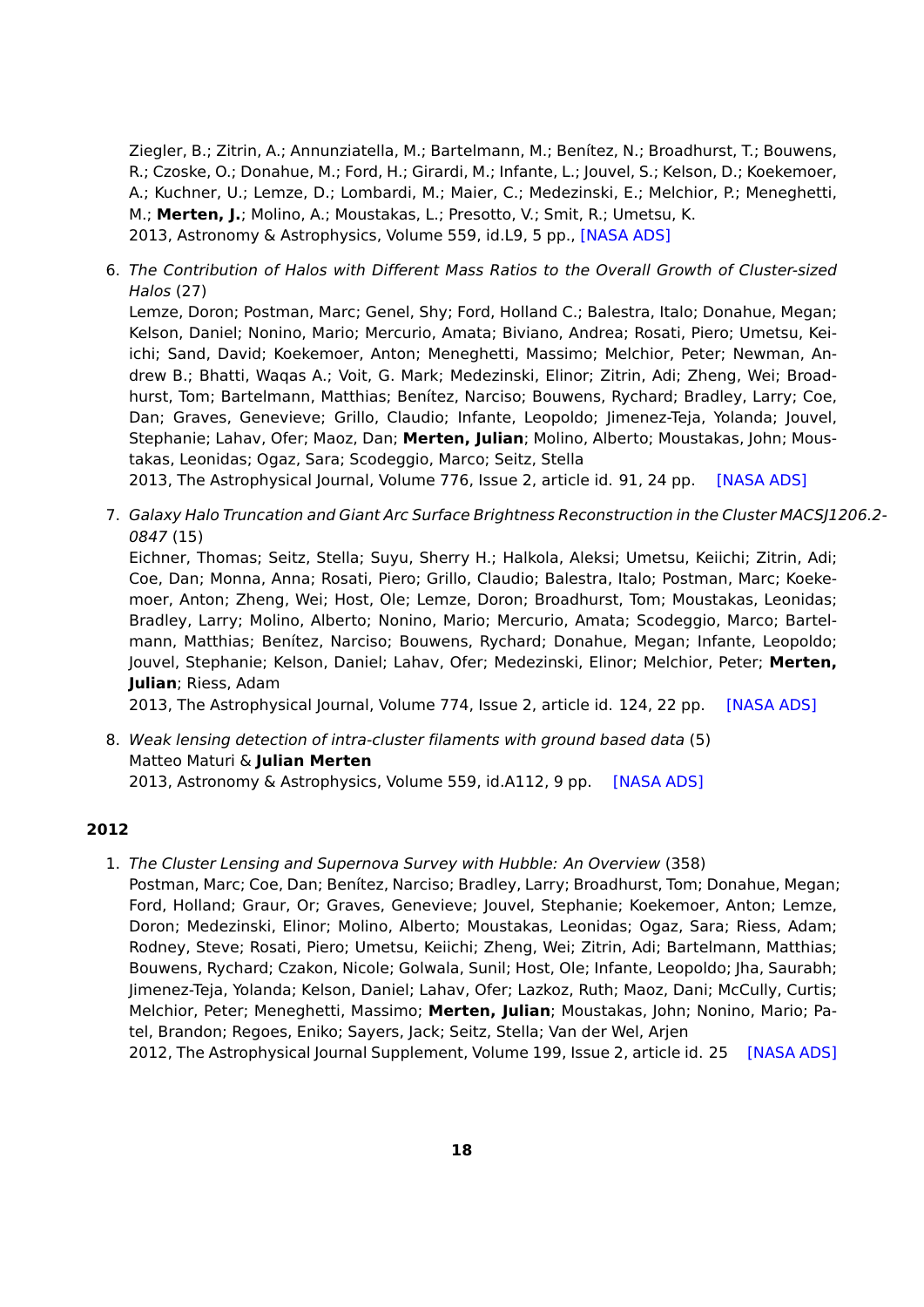Ziegler, B.; Zitrin, A.; Annunziatella, M.; Bartelmann, M.; Benítez, N.; Broadhurst, T.; Bouwens, R.; Czoske, O.; Donahue, M.; Ford, H.; Girardi, M.; Infante, L.; Jouvel, S.; Kelson, D.; Koekemoer, A.; Kuchner, U.; Lemze, D.; Lombardi, M.; Maier, C.; Medezinski, E.; Melchior, P.; Meneghetti, M.; **Merten, J.**; Molino, A.; Moustakas, L.; Presotto, V.; Smit, R.; Umetsu, K.
2013, Astronomy & Astrophysics, Volume 559, id.L9, 5 pp., [NASA ADS]

6. *The Contribution of Halos with Different Mass Ratios to the Overall Growth of Cluster-sized Halos* (27)
   Lemze, Doron; Postman, Marc; Genel, Shy; Ford, Holland C.; Balestra, Italo; Donahue, Megan; Kelson, Daniel; Nonino, Mario; Mercurio, Amata; Biviano, Andrea; Rosati, Piero; Umetsu, Keiichi; Sand, David; Koekemoer, Anton; Meneghetti, Massimo; Melchior, Peter; Newman, Andrew B.; Bhatti, Waqas A.; Voit, G. Mark; Medezinski, Elinor; Zitrin, Adi; Zheng, Wei; Broadhurst, Tom; Bartelmann, Matthias; Benítez, Narciso; Bouwens, Rychard; Bradley, Larry; Coe, Dan; Graves, Genevieve; Grillo, Claudio; Infante, Leopoldo; Jimenez-Teja, Yolanda; Jouvel, Stephanie; Lahav, Ofer; Maoz, Dan; **Merten, Julian**; Molino, Alberto; Moustakas, John; Moustakas, Leonidas; Ogaz, Sara; Scodeggio, Marco; Seitz, Stella
   2013, The Astrophysical Journal, Volume 776, Issue 2, article id. 91, 24 pp. [NASA ADS]

7. *Galaxy Halo Truncation and Giant Arc Surface Brightness Reconstruction in the Cluster MACSJ1206.2-0847* (15)
   Eichner, Thomas; Seitz, Stella; Suyu, Sherry H.; Halkola, Aleksi; Umetsu, Keiichi; Zitrin, Adi; Coe, Dan; Monna, Anna; Rosati, Piero; Grillo, Claudio; Balestra, Italo; Postman, Marc; Koekemoer, Anton; Zheng, Wei; Host, Ole; Lemze, Doron; Broadhurst, Tom; Moustakas, Leonidas; Bradley, Larry; Molino, Alberto; Nonino, Mario; Mercurio, Amata; Scodeggio, Marco; Bartelmann, Matthias; Benítez, Narciso; Bouwens, Rychard; Donahue, Megan; Infante, Leopoldo; Jouvel, Stephanie; Kelson, Daniel; Lahav, Ofer; Medezinski, Elinor; Melchior, Peter; **Merten, Julian**; Riess, Adam
   2013, The Astrophysical Journal, Volume 774, Issue 2, article id. 124, 22 pp. [NASA ADS]

8. *Weak lensing detection of intra-cluster filaments with ground based data* (5)
   Matteo Maturi & **Julian Merten**
   2013, Astronomy & Astrophysics, Volume 559, id.A112, 9 pp. [NASA ADS]

**2012**

1. *The Cluster Lensing and Supernova Survey with Hubble: An Overview* (358)
   Postman, Marc; Coe, Dan; Benítez, Narciso; Bradley, Larry; Broadhurst, Tom; Donahue, Megan; Ford, Holland; Graur, Or; Graves, Genevieve; Jouvel, Stephanie; Koekemoer, Anton; Lemze, Doron; Medezinski, Elinor; Molino, Alberto; Moustakas, Leonidas; Ogaz, Sara; Riess, Adam; Rodney, Steve; Rosati, Piero; Umetsu, Keiichi; Zheng, Wei; Zitrin, Adi; Bartelmann, Matthias; Bouwens, Rychard; Czakon, Nicole; Golwala, Sunil; Host, Ole; Infante, Leopoldo; Jha, Saurabh; Jimenez-Teja, Yolanda; Kelson, Daniel; Lahav, Ofer; Lazkoz, Ruth; Maoz, Dani; McCully, Curtis; Melchior, Peter; Meneghetti, Massimo; **Merten, Julian**; Moustakas, John; Nonino, Mario; Patel, Brandon; Regoes, Eniko; Sayers, Jack; Seitz, Stella; Van der Wel, Arjen
   2012, The Astrophysical Journal Supplement, Volume 199, Issue 2, article id. 25 [NASA ADS]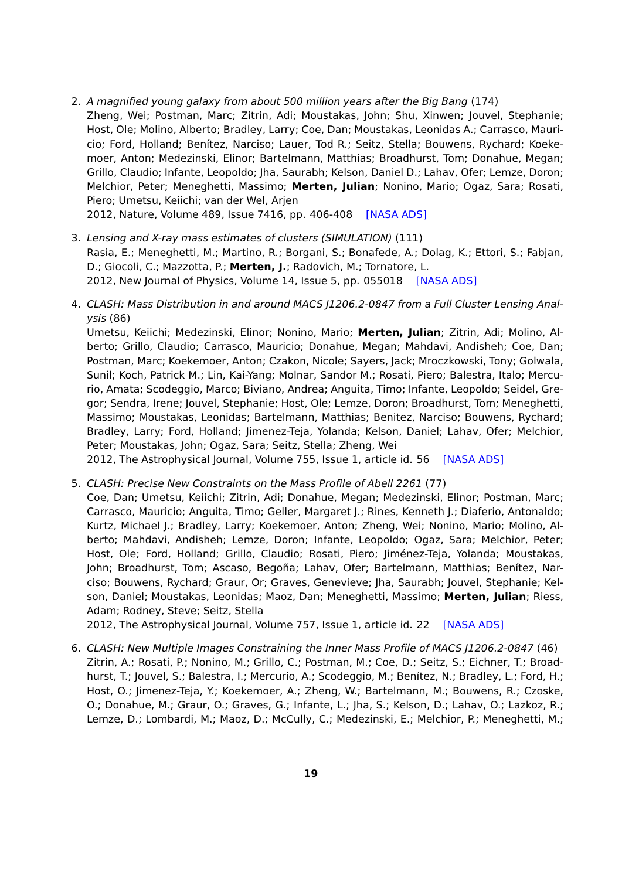2. *A magnified young galaxy from about 500 million years after the Big Bang* (174)
   Zheng, Wei; Postman, Marc; Zitrin, Adi; Moustakas, John; Shu, Xinwen; Jouvel, Stephanie; Host, Ole; Molino, Alberto; Bradley, Larry; Coe, Dan; Moustakas, Leonidas A.; Carrasco, Mauricio; Ford, Holland; Benítez, Narciso; Lauer, Tod R.; Seitz, Stella; Bouwens, Rychard; Koekemoer, Anton; Medezinski, Elinor; Bartelmann, Matthias; Broadhurst, Tom; Donahue, Megan; Grillo, Claudio; Infante, Leopoldo; Jha, Saurabh; Kelson, Daniel D.; Lahav, Ofer; Lemze, Doron; Melchior, Peter; Meneghetti, Massimo; **Merten, Julian**; Nonino, Mario; Ogaz, Sara; Rosati, Piero; Umetsu, Keiichi; van der Wel, Arjen
   2012, Nature, Volume 489, Issue 7416, pp. 406-408 [NASA ADS]

3. *Lensing and X-ray mass estimates of clusters (SIMULATION)* (111)
   Rasia, E.; Meneghetti, M.; Martino, R.; Borgani, S.; Bonafede, A.; Dolag, K.; Ettori, S.; Fabjan, D.; Giocoli, C.; Mazzotta, P.; **Merten, J.**; Radovich, M.; Tornatore, L.
   2012, New Journal of Physics, Volume 14, Issue 5, pp. 055018 [NASA ADS]

4. *CLASH: Mass Distribution in and around MACS J1206.2-0847 from a Full Cluster Lensing Analysis* (86)
   Umetsu, Keiichi; Medezinski, Elinor; Nonino, Mario; **Merten, Julian**; Zitrin, Adi; Molino, Alberto; Grillo, Claudio; Carrasco, Mauricio; Donahue, Megan; Mahdavi, Andisheh; Coe, Dan; Postman, Marc; Koekemoer, Anton; Czakon, Nicole; Sayers, Jack; Mroczkowski, Tony; Golwala, Sunil; Koch, Patrick M.; Lin, Kai-Yang; Molnar, Sandor M.; Rosati, Piero; Balestra, Italo; Mercurio, Amata; Scodeggio, Marco; Biviano, Andrea; Anguita, Timo; Infante, Leopoldo; Seidel, Gregor; Sendra, Irene; Jouvel, Stephanie; Host, Ole; Lemze, Doron; Broadhurst, Tom; Meneghetti, Massimo; Moustakas, Leonidas; Bartelmann, Matthias; Benitez, Narciso; Bouwens, Rychard; Bradley, Larry; Ford, Holland; Jimenez-Teja, Yolanda; Kelson, Daniel; Lahav, Ofer; Melchior, Peter; Moustakas, John; Ogaz, Sara; Seitz, Stella; Zheng, Wei
   2012, The Astrophysical Journal, Volume 755, Issue 1, article id. 56 [NASA ADS]

5. *CLASH: Precise New Constraints on the Mass Profile of Abell 2261* (77)
   Coe, Dan; Umetsu, Keiichi; Zitrin, Adi; Donahue, Megan; Medezinski, Elinor; Postman, Marc; Carrasco, Mauricio; Anguita, Timo; Geller, Margaret J.; Rines, Kenneth J.; Diaferio, Antonaldo; Kurtz, Michael J.; Bradley, Larry; Koekemoer, Anton; Zheng, Wei; Nonino, Mario; Molino, Alberto; Mahdavi, Andisheh; Lemze, Doron; Infante, Leopoldo; Ogaz, Sara; Melchior, Peter; Host, Ole; Ford, Holland; Grillo, Claudio; Rosati, Piero; Jiménez-Teja, Yolanda; Moustakas, John; Broadhurst, Tom; Ascaso, Begoña; Lahav, Ofer; Bartelmann, Matthias; Benítez, Narciso; Bouwens, Rychard; Graur, Or; Graves, Genevieve; Jha, Saurabh; Jouvel, Stephanie; Kelson, Daniel; Moustakas, Leonidas; Maoz, Dan; Meneghetti, Massimo; **Merten, Julian**; Riess, Adam; Rodney, Steve; Seitz, Stella
   2012, The Astrophysical Journal, Volume 757, Issue 1, article id. 22 [NASA ADS]

6. *CLASH: New Multiple Images Constraining the Inner Mass Profile of MACS J1206.2-0847* (46)
   Zitrin, A.; Rosati, P.; Nonino, M.; Grillo, C.; Postman, M.; Coe, D.; Seitz, S.; Eichner, T.; Broadhurst, T.; Jouvel, S.; Balestra, I.; Mercurio, A.; Scodeggio, M.; Benítez, N.; Bradley, L.; Ford, H.; Host, O.; Jimenez-Teja, Y.; Koekemoer, A.; Zheng, W.; Bartelmann, M.; Bouwens, R.; Czoske, O.; Donahue, M.; Graur, O.; Graves, G.; Infante, L.; Jha, S.; Kelson, D.; Lahav, O.; Lazkoz, R.; Lemze, D.; Lombardi, M.; Maoz, D.; McCully, C.; Medezinski, E.; Melchior, P.; Meneghetti, M.;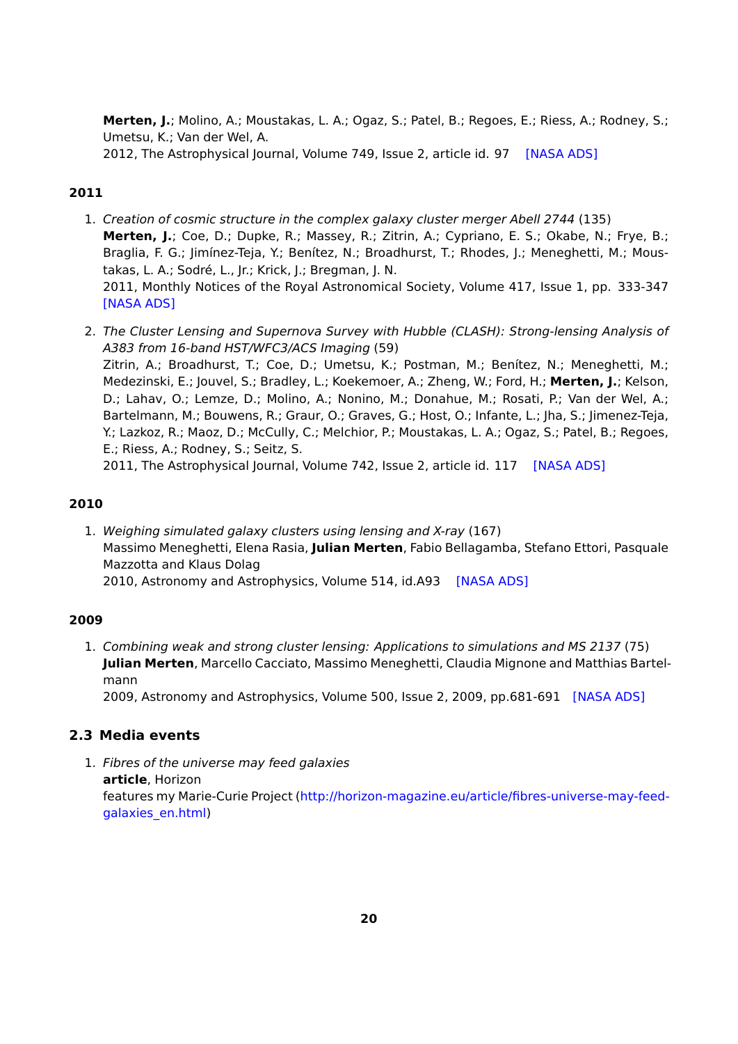**Merten, J.**; Molino, A.; Moustakas, L. A.; Ogaz, S.; Patel, B.; Regoes, E.; Riess, A.; Rodney, S.; Umetsu, K.; Van der Wel, A.
2012, The Astrophysical Journal, Volume 749, Issue 2, article id. 97 [NASA ADS]

#### 2011

1. *Creation of cosmic structure in the complex galaxy cluster merger Abell 2744* (135)
   **Merten, J.**; Coe, D.; Dupke, R.; Massey, R.; Zitrin, A.; Cypriano, E. S.; Okabe, N.; Frye, B.; Braglia, F. G.; Jimínez-Teja, Y.; Benítez, N.; Broadhurst, T.; Rhodes, J.; Meneghetti, M.; Moustakas, L. A.; Sodré, L., Jr.; Krick, J.; Bregman, J. N.
   2011, Monthly Notices of the Royal Astronomical Society, Volume 417, Issue 1, pp. 333-347 [NASA ADS]

2. *The Cluster Lensing and Supernova Survey with Hubble (CLASH): Strong-lensing Analysis of A383 from 16-band HST/WFC3/ACS Imaging* (59)
   Zitrin, A.; Broadhurst, T.; Coe, D.; Umetsu, K.; Postman, M.; Benítez, N.; Meneghetti, M.; Medezinski, E.; Jouvel, S.; Bradley, L.; Koekemoer, A.; Zheng, W.; Ford, H.; **Merten, J.**; Kelson, D.; Lahav, O.; Lemze, D.; Molino, A.; Nonino, M.; Donahue, M.; Rosati, P.; Van der Wel, A.; Bartelmann, M.; Bouwens, R.; Graur, O.; Graves, G.; Host, O.; Infante, L.; Jha, S.; Jimenez-Teja, Y.; Lazkoz, R.; Maoz, D.; McCully, C.; Melchior, P.; Moustakas, L. A.; Ogaz, S.; Patel, B.; Regoes, E.; Riess, A.; Rodney, S.; Seitz, S.
   2011, The Astrophysical Journal, Volume 742, Issue 2, article id. 117 [NASA ADS]

#### 2010

1. *Weighing simulated galaxy clusters using lensing and X-ray* (167)
   Massimo Meneghetti, Elena Rasia, **Julian Merten**, Fabio Bellagamba, Stefano Ettori, Pasquale Mazzotta and Klaus Dolag
   2010, Astronomy and Astrophysics, Volume 514, id.A93 [NASA ADS]

#### 2009

1. *Combining weak and strong cluster lensing: Applications to simulations and MS 2137* (75)
   **Julian Merten**, Marcello Cacciato, Massimo Meneghetti, Claudia Mignone and Matthias Bartelmann
   2009, Astronomy and Astrophysics, Volume 500, Issue 2, 2009, pp.681-691 [NASA ADS]

### 2.3 Media events

1. *Fibres of the universe may feed galaxies*
   **article**, Horizon
   features my Marie-Curie Project (http://horizon-magazine.eu/article/fibres-universe-may-feed-galaxies_en.html)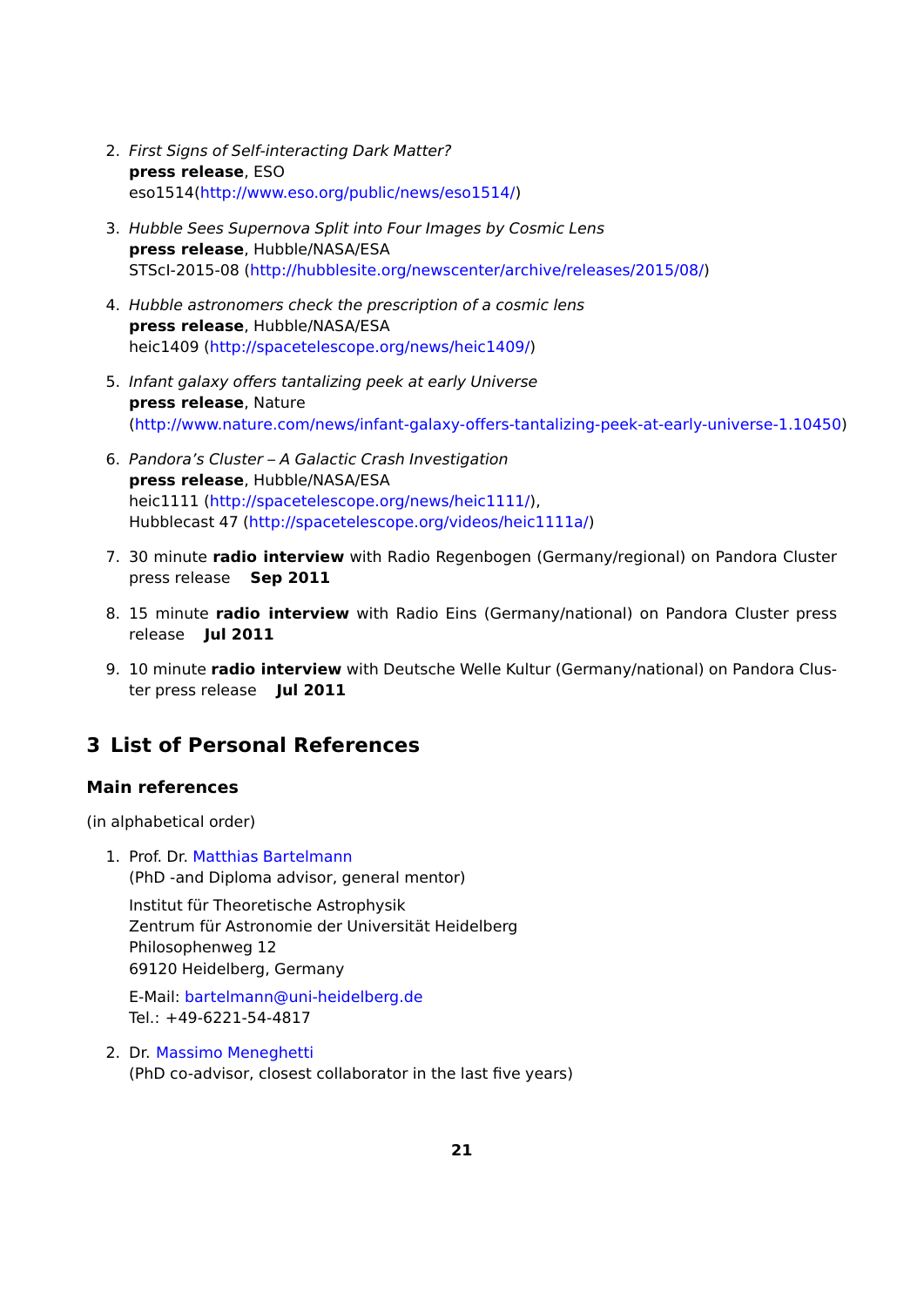2. *First Signs of Self-interacting Dark Matter?*
   **press release**, ESO
   eso1514(http://www.eso.org/public/news/eso1514/)

3. *Hubble Sees Supernova Split into Four Images by Cosmic Lens*
   **press release**, Hubble/NASA/ESA
   STScI-2015-08 (http://hubblesite.org/newscenter/archive/releases/2015/08/)

4. *Hubble astronomers check the prescription of a cosmic lens*
   **press release**, Hubble/NASA/ESA
   heic1409 (http://spacetelescope.org/news/heic1409/)

5. *Infant galaxy offers tantalizing peek at early Universe*
   **press release**, Nature
   (http://www.nature.com/news/infant-galaxy-offers-tantalizing-peek-at-early-universe-1.10450)

6. *Pandora's Cluster – A Galactic Crash Investigation*
   **press release**, Hubble/NASA/ESA
   heic1111 (http://spacetelescope.org/news/heic1111/),
   Hubblecast 47 (http://spacetelescope.org/videos/heic1111a/)

7. 30 minute **radio interview** with Radio Regenbogen (Germany/regional) on Pandora Cluster press release **Sep 2011**

8. 15 minute **radio interview** with Radio Eins (Germany/national) on Pandora Cluster press release **Jul 2011**

9. 10 minute **radio interview** with Deutsche Welle Kultur (Germany/national) on Pandora Cluster press release **Jul 2011**

# 3 List of Personal References

### Main references

(in alphabetical order)

1. Prof. Dr. Matthias Bartelmann
   (PhD -and Diploma advisor, general mentor)

   Institut für Theoretische Astrophysik
   Zentrum für Astronomie der Universität Heidelberg
   Philosophenweg 12
   69120 Heidelberg, Germany

   E-Mail: bartelmann@uni-heidelberg.de
   Tel.: +49-6221-54-4817

2. Dr. Massimo Meneghetti
   (PhD co-advisor, closest collaborator in the last five years)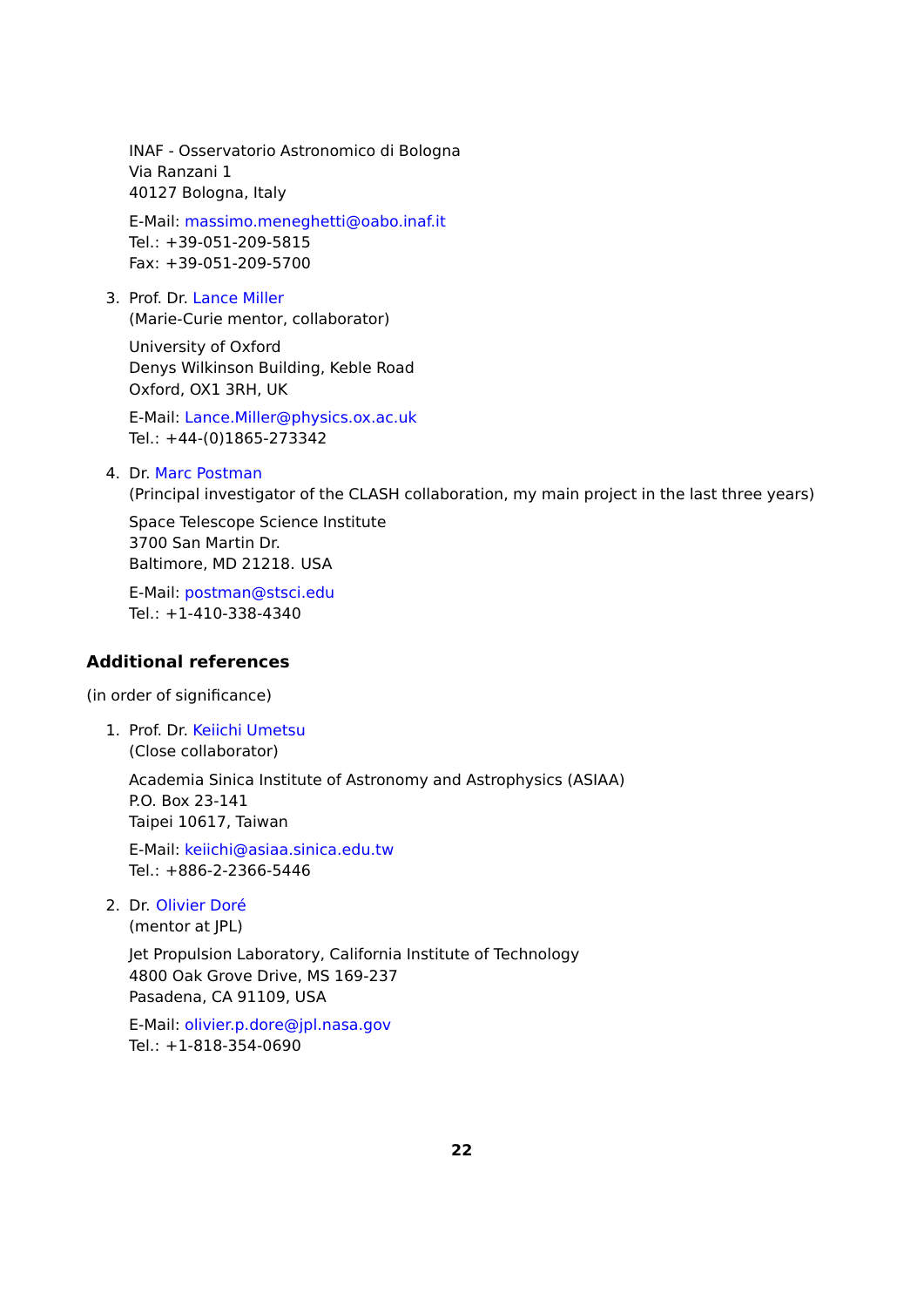INAF - Osservatorio Astronomico di Bologna
Via Ranzani 1
40127 Bologna, Italy

E-Mail: massimo.meneghetti@oabo.inaf.it
Tel.: +39-051-209-5815
Fax: +39-051-209-5700

3. Prof. Dr. Lance Miller
   (Marie-Curie mentor, collaborator)

   University of Oxford
   Denys Wilkinson Building, Keble Road
   Oxford, OX1 3RH, UK

   E-Mail: Lance.Miller@physics.ox.ac.uk
   Tel.: +44-(0)1865-273342

4. Dr. Marc Postman
   (Principal investigator of the CLASH collaboration, my main project in the last three years)

   Space Telescope Science Institute
   3700 San Martin Dr.
   Baltimore, MD 21218. USA

   E-Mail: postman@stsci.edu
   Tel.: +1-410-338-4340

### Additional references

(in order of significance)

1. Prof. Dr. Keiichi Umetsu
   (Close collaborator)

   Academia Sinica Institute of Astronomy and Astrophysics (ASIAA)
   P.O. Box 23-141
   Taipei 10617, Taiwan

   E-Mail: keiichi@asiaa.sinica.edu.tw
   Tel.: +886-2-2366-5446

2. Dr. Olivier Doré
   (mentor at JPL)

   Jet Propulsion Laboratory, California Institute of Technology
   4800 Oak Grove Drive, MS 169-237
   Pasadena, CA 91109, USA

   E-Mail: olivier.p.dore@jpl.nasa.gov
   Tel.: +1-818-354-0690